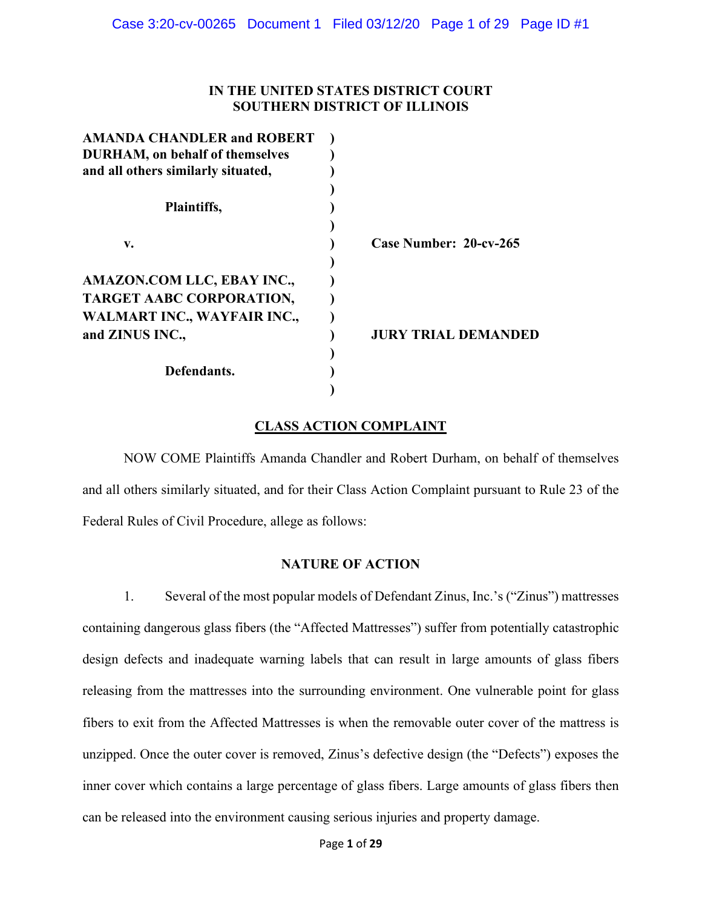**IN THE UNITED STATES DISTRICT COURT**
**SOUTHERN DISTRICT OF ILLINOIS**

| | | |
|---|---|---|
| **AMANDA CHANDLER and ROBERT DURHAM, on behalf of themselves and all others similarly situated,** | ) | |
| **Plaintiffs,** | ) | |
| **v.** | ) | **Case Number: 20-cv-265** |
| **AMAZON.COM LLC, EBAY INC., TARGET AABC CORPORATION, WALMART INC., WAYFAIR INC., and ZINUS INC.,** | ) | **JURY TRIAL DEMANDED** |
| **Defendants.** | ) | |

## CLASS ACTION COMPLAINT

NOW COME Plaintiffs Amanda Chandler and Robert Durham, on behalf of themselves and all others similarly situated, and for their Class Action Complaint pursuant to Rule 23 of the Federal Rules of Civil Procedure, allege as follows:

## NATURE OF ACTION

1. Several of the most popular models of Defendant Zinus, Inc.'s ("Zinus") mattresses containing dangerous glass fibers (the "Affected Mattresses") suffer from potentially catastrophic design defects and inadequate warning labels that can result in large amounts of glass fibers releasing from the mattresses into the surrounding environment. One vulnerable point for glass fibers to exit from the Affected Mattresses is when the removable outer cover of the mattress is unzipped. Once the outer cover is removed, Zinus's defective design (the "Defects") exposes the inner cover which contains a large percentage of glass fibers. Large amounts of glass fibers then can be released into the environment causing serious injuries and property damage.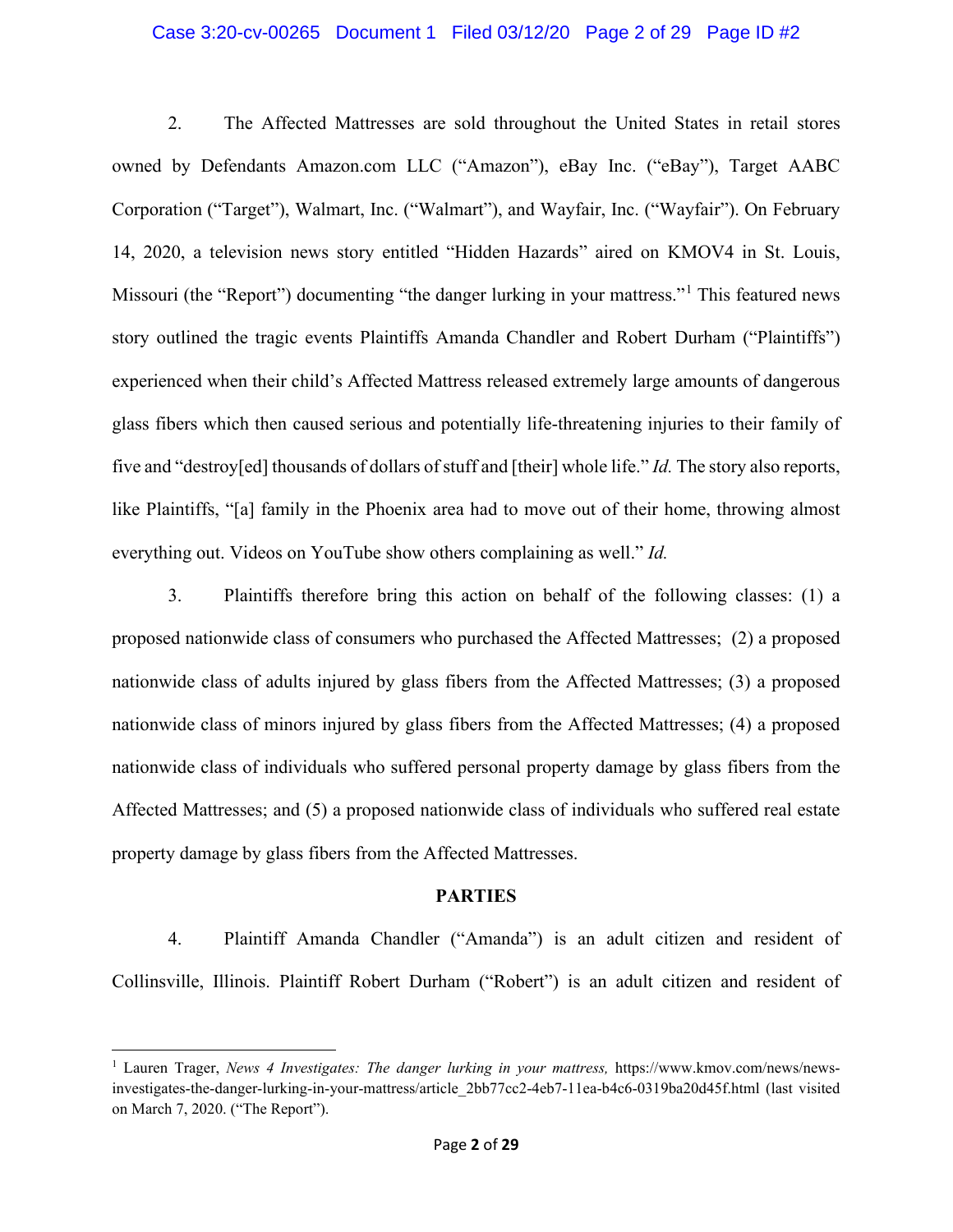2. The Affected Mattresses are sold throughout the United States in retail stores owned by Defendants Amazon.com LLC ("Amazon"), eBay Inc. ("eBay"), Target AABC Corporation ("Target"), Walmart, Inc. ("Walmart"), and Wayfair, Inc. ("Wayfair"). On February 14, 2020, a television news story entitled "Hidden Hazards" aired on KMOV4 in St. Louis, Missouri (the "Report") documenting "the danger lurking in your mattress."[1] This featured news story outlined the tragic events Plaintiffs Amanda Chandler and Robert Durham ("Plaintiffs") experienced when their child's Affected Mattress released extremely large amounts of dangerous glass fibers which then caused serious and potentially life-threatening injuries to their family of five and "destroy[ed] thousands of dollars of stuff and [their] whole life." *Id.* The story also reports, like Plaintiffs, "[a] family in the Phoenix area had to move out of their home, throwing almost everything out. Videos on YouTube show others complaining as well." *Id.*

3. Plaintiffs therefore bring this action on behalf of the following classes: (1) a proposed nationwide class of consumers who purchased the Affected Mattresses; (2) a proposed nationwide class of adults injured by glass fibers from the Affected Mattresses; (3) a proposed nationwide class of minors injured by glass fibers from the Affected Mattresses; (4) a proposed nationwide class of individuals who suffered personal property damage by glass fibers from the Affected Mattresses; and (5) a proposed nationwide class of individuals who suffered real estate property damage by glass fibers from the Affected Mattresses.

## PARTIES

4. Plaintiff Amanda Chandler ("Amanda") is an adult citizen and resident of Collinsville, Illinois. Plaintiff Robert Durham ("Robert") is an adult citizen and resident of

---

[1] Lauren Trager, *News 4 Investigates: The danger lurking in your mattress,* https://www.kmov.com/news/news-investigates-the-danger-lurking-in-your-mattress/article_2bb77cc2-4eb7-11ea-b4c6-0319ba20d45f.html (last visited on March 7, 2020. ("The Report").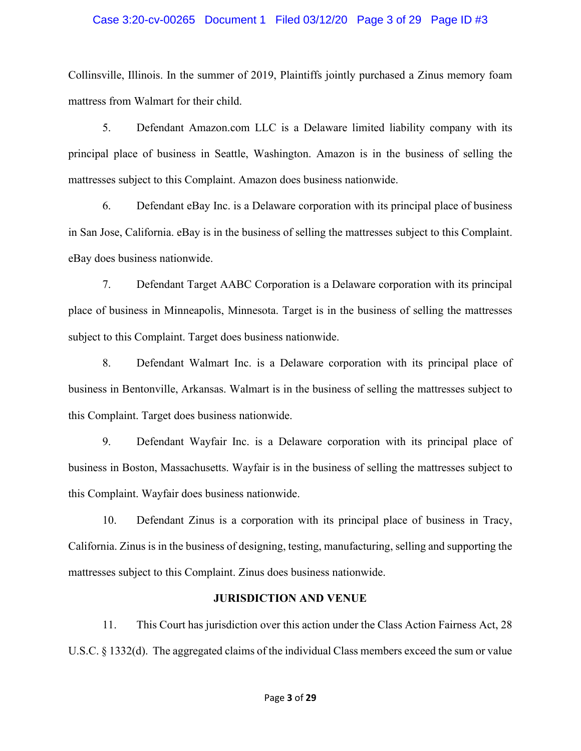Collinsville, Illinois. In the summer of 2019, Plaintiffs jointly purchased a Zinus memory foam mattress from Walmart for their child.

5. Defendant Amazon.com LLC is a Delaware limited liability company with its principal place of business in Seattle, Washington. Amazon is in the business of selling the mattresses subject to this Complaint. Amazon does business nationwide.

6. Defendant eBay Inc. is a Delaware corporation with its principal place of business in San Jose, California. eBay is in the business of selling the mattresses subject to this Complaint. eBay does business nationwide.

7. Defendant Target AABC Corporation is a Delaware corporation with its principal place of business in Minneapolis, Minnesota. Target is in the business of selling the mattresses subject to this Complaint. Target does business nationwide.

8. Defendant Walmart Inc. is a Delaware corporation with its principal place of business in Bentonville, Arkansas. Walmart is in the business of selling the mattresses subject to this Complaint. Target does business nationwide.

9. Defendant Wayfair Inc. is a Delaware corporation with its principal place of business in Boston, Massachusetts. Wayfair is in the business of selling the mattresses subject to this Complaint. Wayfair does business nationwide.

10. Defendant Zinus is a corporation with its principal place of business in Tracy, California. Zinus is in the business of designing, testing, manufacturing, selling and supporting the mattresses subject to this Complaint. Zinus does business nationwide.

## JURISDICTION AND VENUE

11. This Court has jurisdiction over this action under the Class Action Fairness Act, 28 U.S.C. § 1332(d). The aggregated claims of the individual Class members exceed the sum or value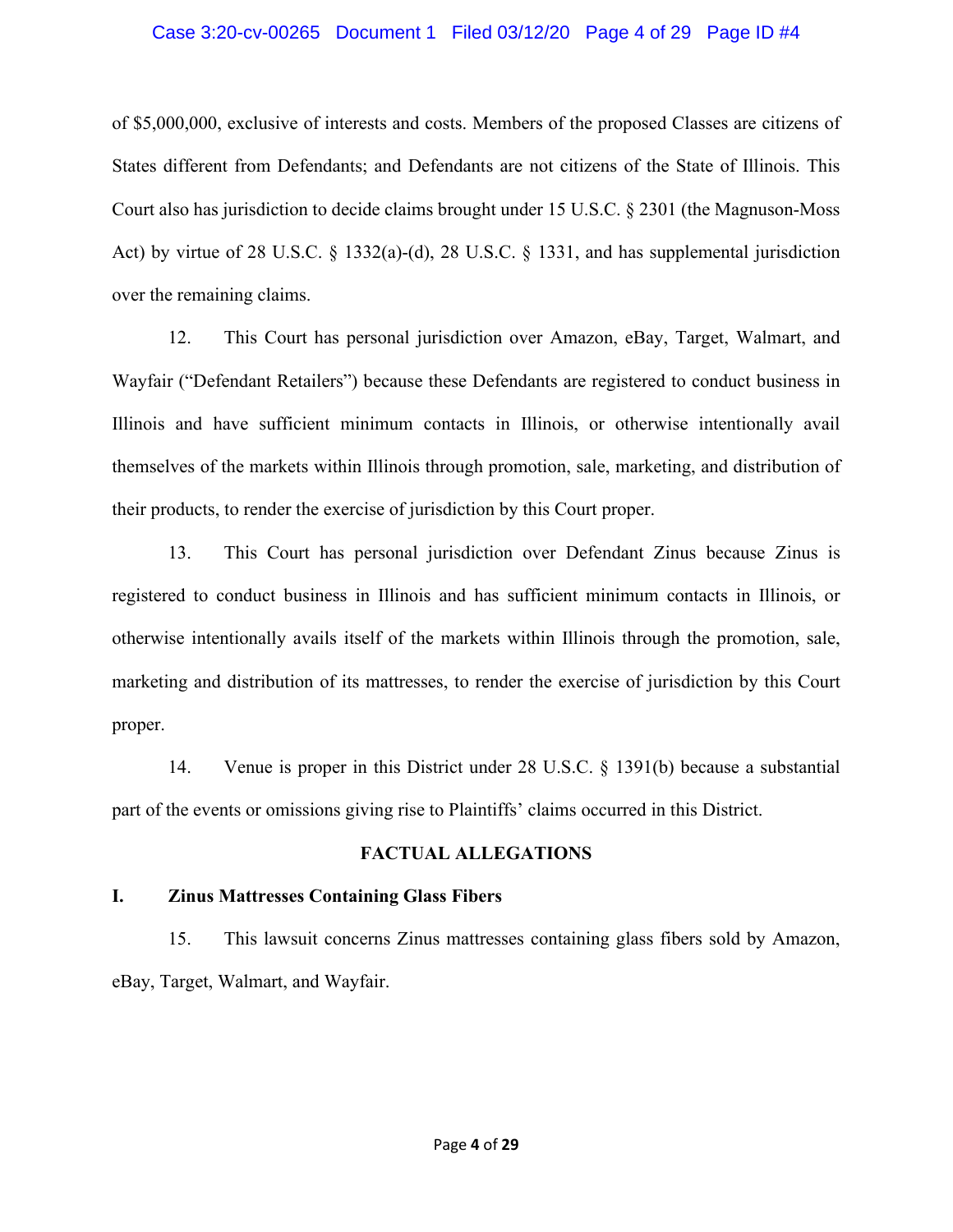of $5,000,000, exclusive of interests and costs. Members of the proposed Classes are citizens of States different from Defendants; and Defendants are not citizens of the State of Illinois. This Court also has jurisdiction to decide claims brought under 15 U.S.C. § 2301 (the Magnuson-Moss Act) by virtue of 28 U.S.C. § 1332(a)-(d), 28 U.S.C. § 1331, and has supplemental jurisdiction over the remaining claims.

12. This Court has personal jurisdiction over Amazon, eBay, Target, Walmart, and Wayfair ("Defendant Retailers") because these Defendants are registered to conduct business in Illinois and have sufficient minimum contacts in Illinois, or otherwise intentionally avail themselves of the markets within Illinois through promotion, sale, marketing, and distribution of their products, to render the exercise of jurisdiction by this Court proper.

13. This Court has personal jurisdiction over Defendant Zinus because Zinus is registered to conduct business in Illinois and has sufficient minimum contacts in Illinois, or otherwise intentionally avails itself of the markets within Illinois through the promotion, sale, marketing and distribution of its mattresses, to render the exercise of jurisdiction by this Court proper.

14. Venue is proper in this District under 28 U.S.C. § 1391(b) because a substantial part of the events or omissions giving rise to Plaintiffs' claims occurred in this District.

## FACTUAL ALLEGATIONS

### I. Zinus Mattresses Containing Glass Fibers

15. This lawsuit concerns Zinus mattresses containing glass fibers sold by Amazon, eBay, Target, Walmart, and Wayfair.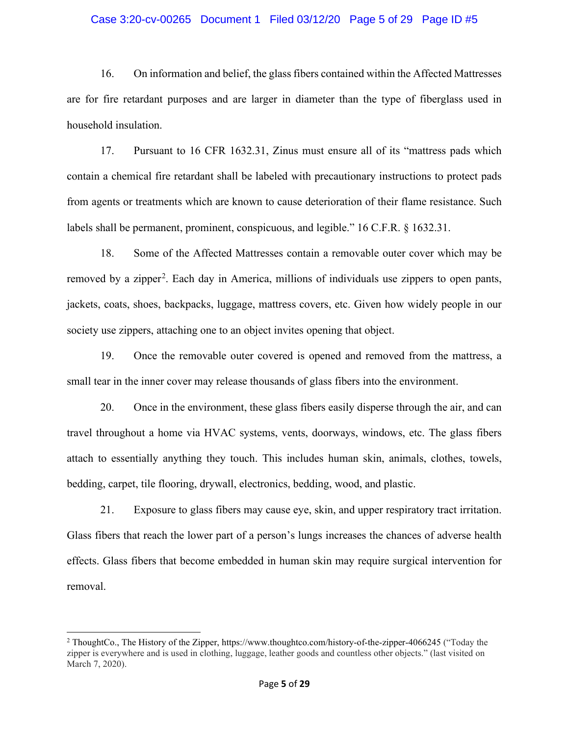16. On information and belief, the glass fibers contained within the Affected Mattresses are for fire retardant purposes and are larger in diameter than the type of fiberglass used in household insulation.

17. Pursuant to 16 CFR 1632.31, Zinus must ensure all of its "mattress pads which contain a chemical fire retardant shall be labeled with precautionary instructions to protect pads from agents or treatments which are known to cause deterioration of their flame resistance. Such labels shall be permanent, prominent, conspicuous, and legible." 16 C.F.R. § 1632.31.

18. Some of the Affected Mattresses contain a removable outer cover which may be removed by a zipper[2]. Each day in America, millions of individuals use zippers to open pants, jackets, coats, shoes, backpacks, luggage, mattress covers, etc. Given how widely people in our society use zippers, attaching one to an object invites opening that object.

19. Once the removable outer covered is opened and removed from the mattress, a small tear in the inner cover may release thousands of glass fibers into the environment.

20. Once in the environment, these glass fibers easily disperse through the air, and can travel throughout a home via HVAC systems, vents, doorways, windows, etc. The glass fibers attach to essentially anything they touch. This includes human skin, animals, clothes, towels, bedding, carpet, tile flooring, drywall, electronics, bedding, wood, and plastic.

21. Exposure to glass fibers may cause eye, skin, and upper respiratory tract irritation. Glass fibers that reach the lower part of a person's lungs increases the chances of adverse health effects. Glass fibers that become embedded in human skin may require surgical intervention for removal.

---

[2] ThoughtCo., The History of the Zipper, https://www.thoughtco.com/history-of-the-zipper-4066245 ("Today the zipper is everywhere and is used in clothing, luggage, leather goods and countless other objects." (last visited on March 7, 2020).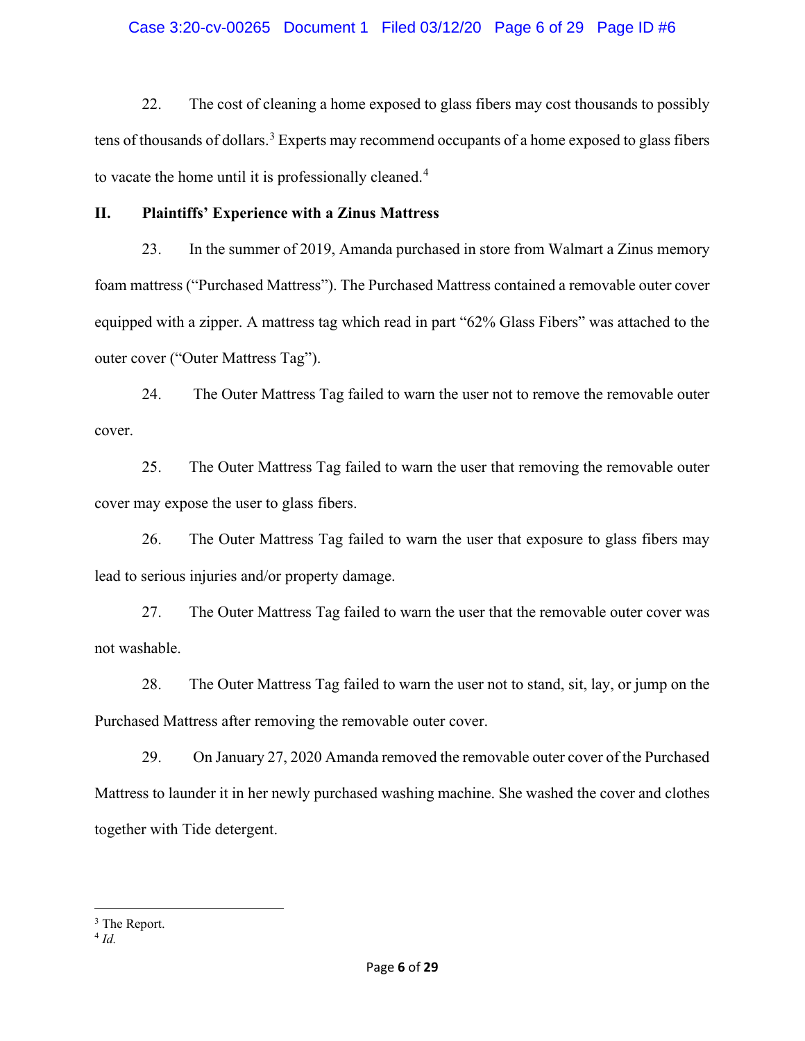22. The cost of cleaning a home exposed to glass fibers may cost thousands to possibly tens of thousands of dollars.[3] Experts may recommend occupants of a home exposed to glass fibers to vacate the home until it is professionally cleaned.[4]

## II. Plaintiffs' Experience with a Zinus Mattress

23. In the summer of 2019, Amanda purchased in store from Walmart a Zinus memory foam mattress ("Purchased Mattress"). The Purchased Mattress contained a removable outer cover equipped with a zipper. A mattress tag which read in part "62% Glass Fibers" was attached to the outer cover ("Outer Mattress Tag").

24. The Outer Mattress Tag failed to warn the user not to remove the removable outer cover.

25. The Outer Mattress Tag failed to warn the user that removing the removable outer cover may expose the user to glass fibers.

26. The Outer Mattress Tag failed to warn the user that exposure to glass fibers may lead to serious injuries and/or property damage.

27. The Outer Mattress Tag failed to warn the user that the removable outer cover was not washable.

28. The Outer Mattress Tag failed to warn the user not to stand, sit, lay, or jump on the Purchased Mattress after removing the removable outer cover.

29. On January 27, 2020 Amanda removed the removable outer cover of the Purchased Mattress to launder it in her newly purchased washing machine. She washed the cover and clothes together with Tide detergent.

---

[3] The Report.

[4] *Id.*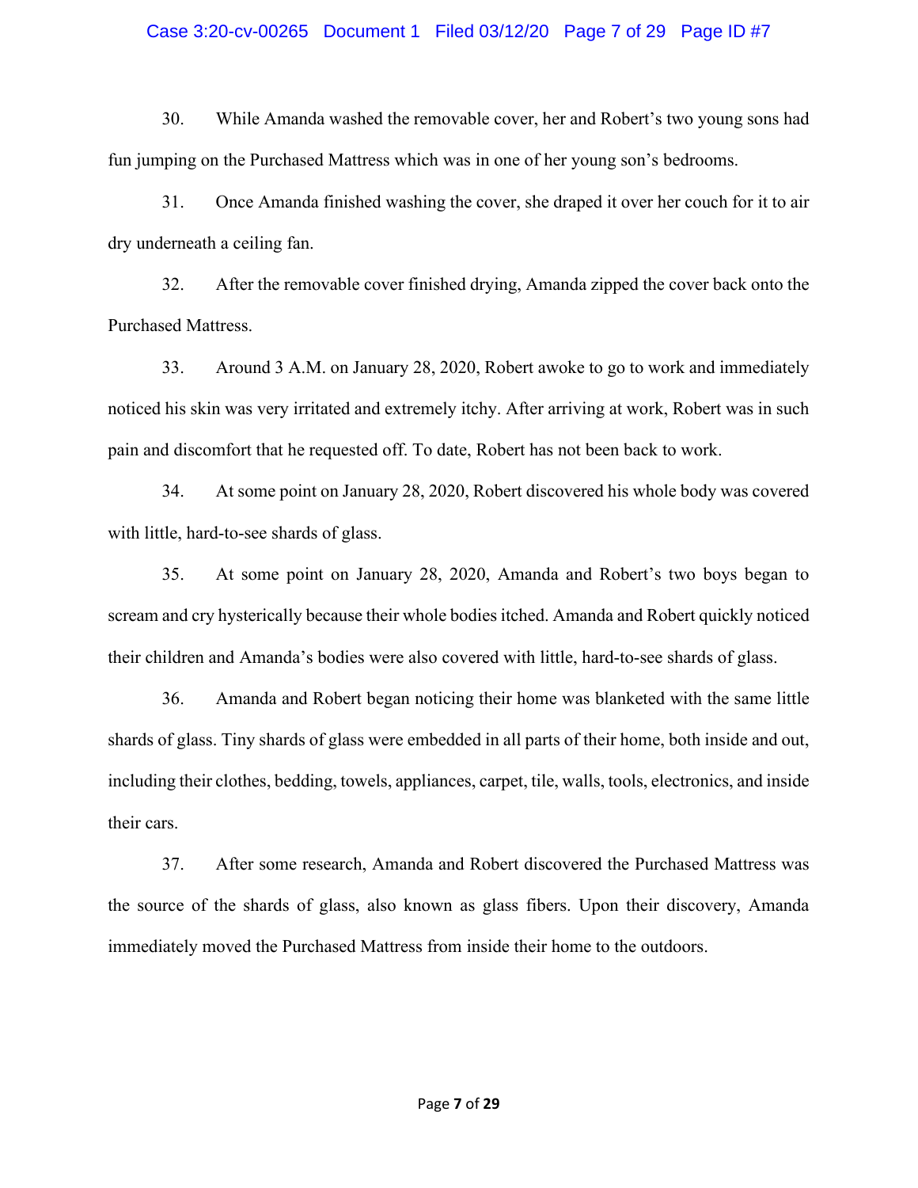30. While Amanda washed the removable cover, her and Robert's two young sons had fun jumping on the Purchased Mattress which was in one of her young son's bedrooms.

31. Once Amanda finished washing the cover, she draped it over her couch for it to air dry underneath a ceiling fan.

32. After the removable cover finished drying, Amanda zipped the cover back onto the Purchased Mattress.

33. Around 3 A.M. on January 28, 2020, Robert awoke to go to work and immediately noticed his skin was very irritated and extremely itchy. After arriving at work, Robert was in such pain and discomfort that he requested off. To date, Robert has not been back to work.

34. At some point on January 28, 2020, Robert discovered his whole body was covered with little, hard-to-see shards of glass.

35. At some point on January 28, 2020, Amanda and Robert's two boys began to scream and cry hysterically because their whole bodies itched. Amanda and Robert quickly noticed their children and Amanda's bodies were also covered with little, hard-to-see shards of glass.

36. Amanda and Robert began noticing their home was blanketed with the same little shards of glass. Tiny shards of glass were embedded in all parts of their home, both inside and out, including their clothes, bedding, towels, appliances, carpet, tile, walls, tools, electronics, and inside their cars.

37. After some research, Amanda and Robert discovered the Purchased Mattress was the source of the shards of glass, also known as glass fibers. Upon their discovery, Amanda immediately moved the Purchased Mattress from inside their home to the outdoors.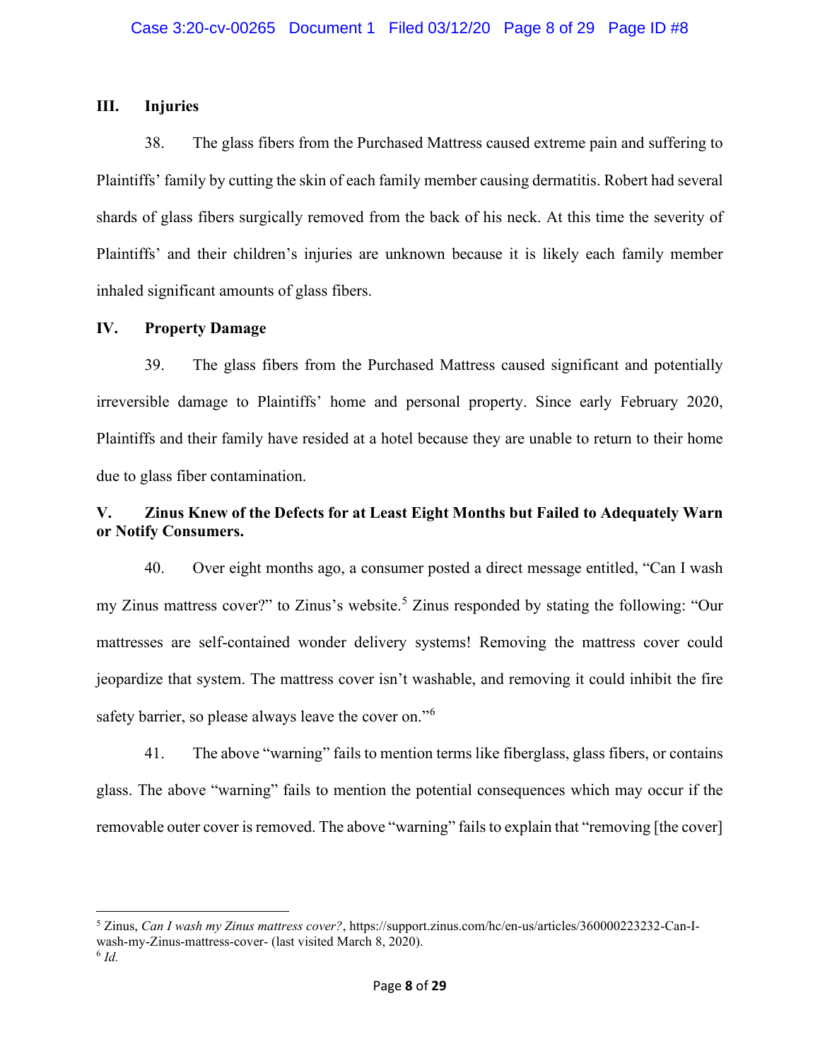## III. Injuries

38. The glass fibers from the Purchased Mattress caused extreme pain and suffering to Plaintiffs' family by cutting the skin of each family member causing dermatitis. Robert had several shards of glass fibers surgically removed from the back of his neck. At this time the severity of Plaintiffs' and their children's injuries are unknown because it is likely each family member inhaled significant amounts of glass fibers.

## IV. Property Damage

39. The glass fibers from the Purchased Mattress caused significant and potentially irreversible damage to Plaintiffs' home and personal property. Since early February 2020, Plaintiffs and their family have resided at a hotel because they are unable to return to their home due to glass fiber contamination.

## V. Zinus Knew of the Defects for at Least Eight Months but Failed to Adequately Warn or Notify Consumers.

40. Over eight months ago, a consumer posted a direct message entitled, "Can I wash my Zinus mattress cover?" to Zinus's website.[5] Zinus responded by stating the following: "Our mattresses are self-contained wonder delivery systems! Removing the mattress cover could jeopardize that system. The mattress cover isn't washable, and removing it could inhibit the fire safety barrier, so please always leave the cover on."[6]

41. The above "warning" fails to mention terms like fiberglass, glass fibers, or contains glass. The above "warning" fails to mention the potential consequences which may occur if the removable outer cover is removed. The above "warning" fails to explain that "removing [the cover]

---

[5] Zinus, *Can I wash my Zinus mattress cover?*, https://support.zinus.com/hc/en-us/articles/360000223232-Can-I-wash-my-Zinus-mattress-cover- (last visited March 8, 2020).

[6] *Id.*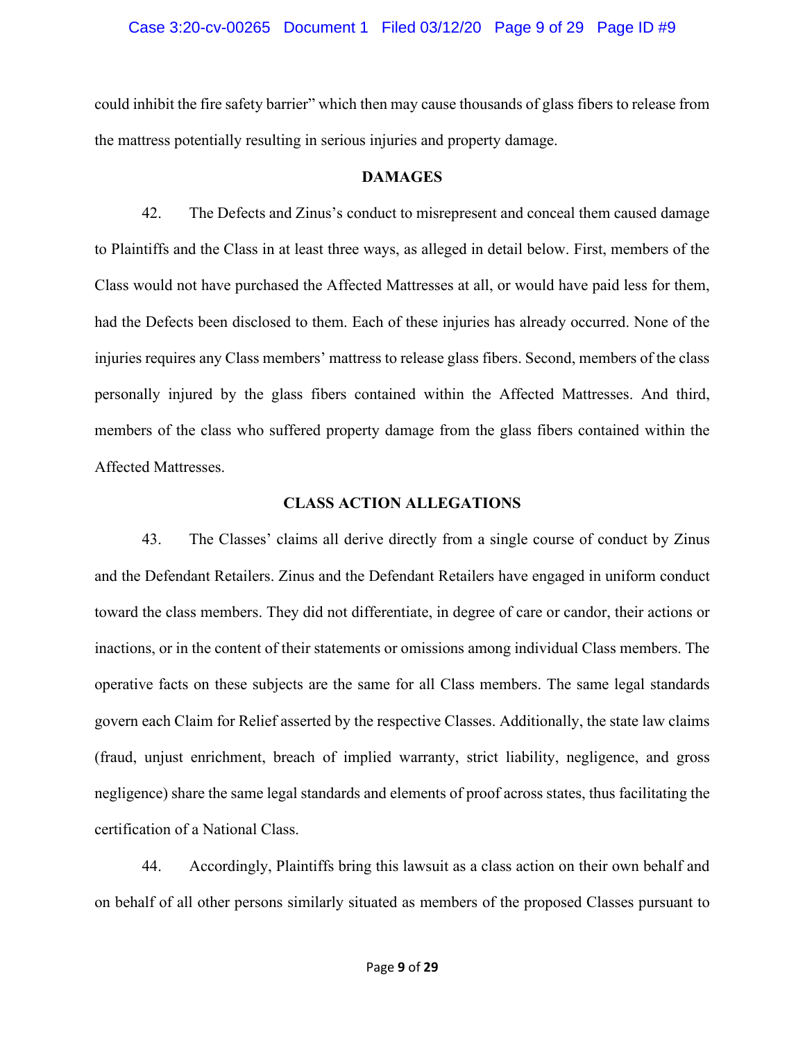could inhibit the fire safety barrier" which then may cause thousands of glass fibers to release from the mattress potentially resulting in serious injuries and property damage.

## DAMAGES

42. The Defects and Zinus's conduct to misrepresent and conceal them caused damage to Plaintiffs and the Class in at least three ways, as alleged in detail below. First, members of the Class would not have purchased the Affected Mattresses at all, or would have paid less for them, had the Defects been disclosed to them. Each of these injuries has already occurred. None of the injuries requires any Class members' mattress to release glass fibers. Second, members of the class personally injured by the glass fibers contained within the Affected Mattresses. And third, members of the class who suffered property damage from the glass fibers contained within the Affected Mattresses.

## CLASS ACTION ALLEGATIONS

43. The Classes' claims all derive directly from a single course of conduct by Zinus and the Defendant Retailers. Zinus and the Defendant Retailers have engaged in uniform conduct toward the class members. They did not differentiate, in degree of care or candor, their actions or inactions, or in the content of their statements or omissions among individual Class members. The operative facts on these subjects are the same for all Class members. The same legal standards govern each Claim for Relief asserted by the respective Classes. Additionally, the state law claims (fraud, unjust enrichment, breach of implied warranty, strict liability, negligence, and gross negligence) share the same legal standards and elements of proof across states, thus facilitating the certification of a National Class.

44. Accordingly, Plaintiffs bring this lawsuit as a class action on their own behalf and on behalf of all other persons similarly situated as members of the proposed Classes pursuant to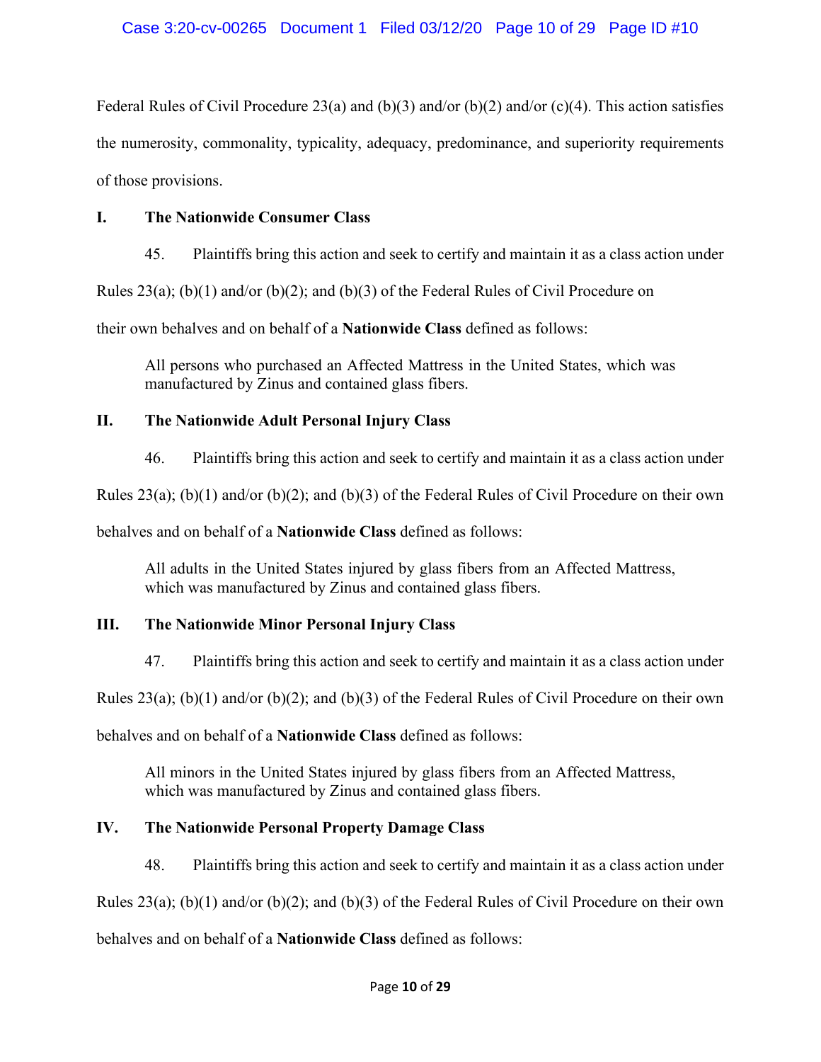Federal Rules of Civil Procedure 23(a) and (b)(3) and/or (b)(2) and/or (c)(4). This action satisfies the numerosity, commonality, typicality, adequacy, predominance, and superiority requirements of those provisions.

## I. The Nationwide Consumer Class

45. Plaintiffs bring this action and seek to certify and maintain it as a class action under Rules 23(a); (b)(1) and/or (b)(2); and (b)(3) of the Federal Rules of Civil Procedure on their own behalves and on behalf of a **Nationwide Class** defined as follows:

> All persons who purchased an Affected Mattress in the United States, which was manufactured by Zinus and contained glass fibers.

## II. The Nationwide Adult Personal Injury Class

46. Plaintiffs bring this action and seek to certify and maintain it as a class action under Rules 23(a); (b)(1) and/or (b)(2); and (b)(3) of the Federal Rules of Civil Procedure on their own behalves and on behalf of a **Nationwide Class** defined as follows:

> All adults in the United States injured by glass fibers from an Affected Mattress, which was manufactured by Zinus and contained glass fibers.

## III. The Nationwide Minor Personal Injury Class

47. Plaintiffs bring this action and seek to certify and maintain it as a class action under Rules 23(a); (b)(1) and/or (b)(2); and (b)(3) of the Federal Rules of Civil Procedure on their own behalves and on behalf of a **Nationwide Class** defined as follows:

> All minors in the United States injured by glass fibers from an Affected Mattress, which was manufactured by Zinus and contained glass fibers.

## IV. The Nationwide Personal Property Damage Class

48. Plaintiffs bring this action and seek to certify and maintain it as a class action under Rules 23(a); (b)(1) and/or (b)(2); and (b)(3) of the Federal Rules of Civil Procedure on their own behalves and on behalf of a **Nationwide Class** defined as follows: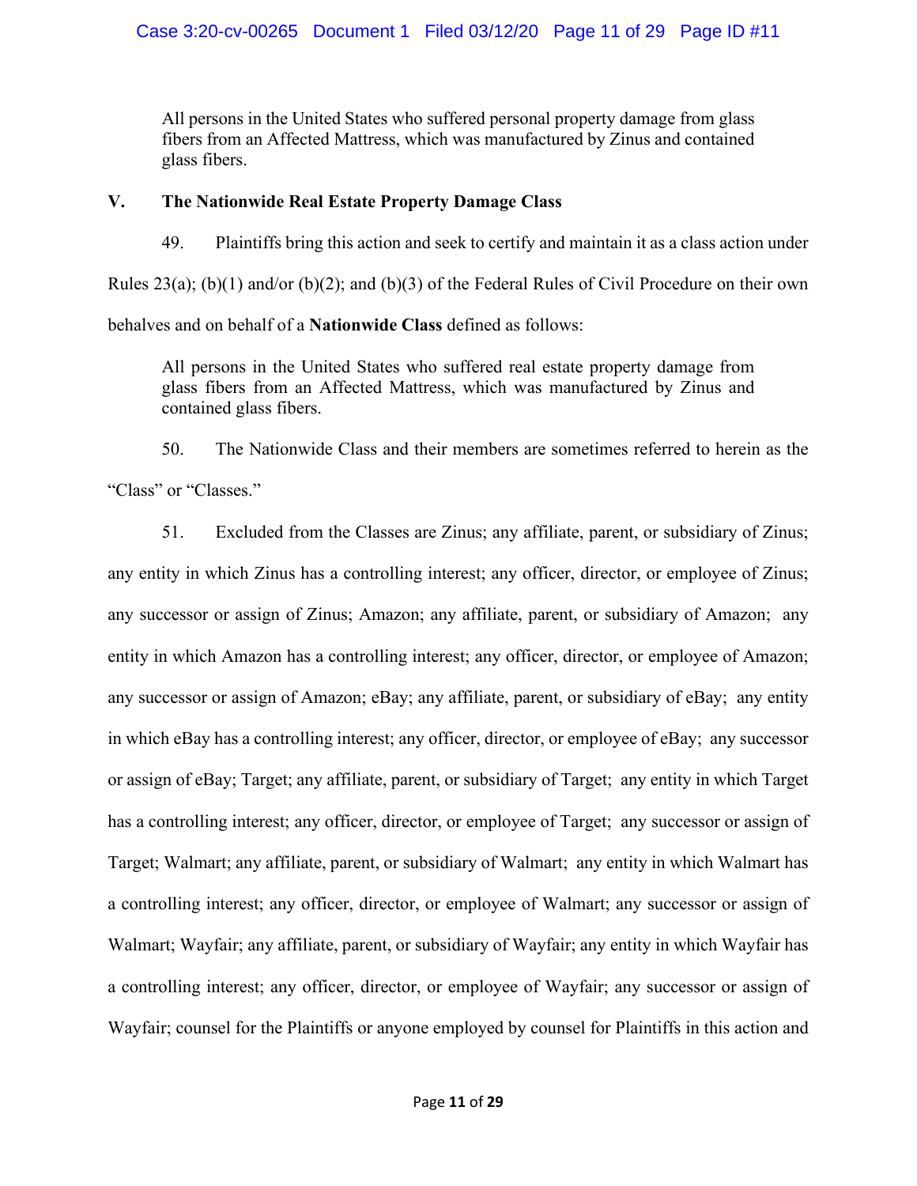> All persons in the United States who suffered personal property damage from glass fibers from an Affected Mattress, which was manufactured by Zinus and contained glass fibers.

## V. The Nationwide Real Estate Property Damage Class

49. Plaintiffs bring this action and seek to certify and maintain it as a class action under Rules 23(a); (b)(1) and/or (b)(2); and (b)(3) of the Federal Rules of Civil Procedure on their own behalves and on behalf of a **Nationwide Class** defined as follows:

> All persons in the United States who suffered real estate property damage from glass fibers from an Affected Mattress, which was manufactured by Zinus and contained glass fibers.

50. The Nationwide Class and their members are sometimes referred to herein as the "Class" or "Classes."

51. Excluded from the Classes are Zinus; any affiliate, parent, or subsidiary of Zinus; any entity in which Zinus has a controlling interest; any officer, director, or employee of Zinus; any successor or assign of Zinus; Amazon; any affiliate, parent, or subsidiary of Amazon; any entity in which Amazon has a controlling interest; any officer, director, or employee of Amazon; any successor or assign of Amazon; eBay; any affiliate, parent, or subsidiary of eBay; any entity in which eBay has a controlling interest; any officer, director, or employee of eBay; any successor or assign of eBay; Target; any affiliate, parent, or subsidiary of Target; any entity in which Target has a controlling interest; any officer, director, or employee of Target; any successor or assign of Target; Walmart; any affiliate, parent, or subsidiary of Walmart; any entity in which Walmart has a controlling interest; any officer, director, or employee of Walmart; any successor or assign of Walmart; Wayfair; any affiliate, parent, or subsidiary of Wayfair; any entity in which Wayfair has a controlling interest; any officer, director, or employee of Wayfair; any successor or assign of Wayfair; counsel for the Plaintiffs or anyone employed by counsel for Plaintiffs in this action and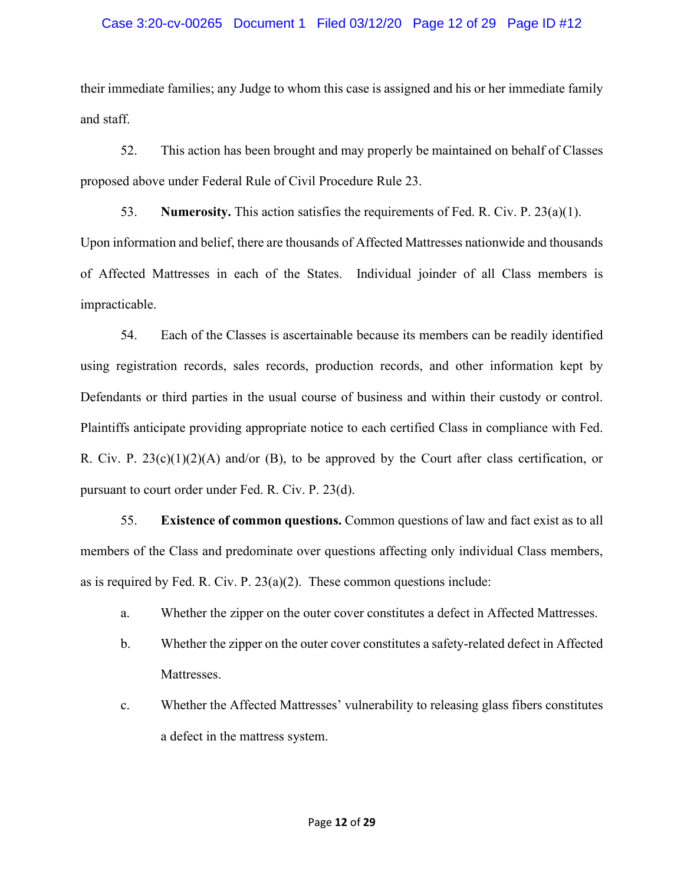their immediate families; any Judge to whom this case is assigned and his or her immediate family and staff.

52. This action has been brought and may properly be maintained on behalf of Classes proposed above under Federal Rule of Civil Procedure Rule 23.

53. **Numerosity.** This action satisfies the requirements of Fed. R. Civ. P. 23(a)(1). Upon information and belief, there are thousands of Affected Mattresses nationwide and thousands of Affected Mattresses in each of the States. Individual joinder of all Class members is impracticable.

54. Each of the Classes is ascertainable because its members can be readily identified using registration records, sales records, production records, and other information kept by Defendants or third parties in the usual course of business and within their custody or control. Plaintiffs anticipate providing appropriate notice to each certified Class in compliance with Fed. R. Civ. P. 23(c)(1)(2)(A) and/or (B), to be approved by the Court after class certification, or pursuant to court order under Fed. R. Civ. P. 23(d).

55. **Existence of common questions.** Common questions of law and fact exist as to all members of the Class and predominate over questions affecting only individual Class members, as is required by Fed. R. Civ. P. 23(a)(2). These common questions include:

a. Whether the zipper on the outer cover constitutes a defect in Affected Mattresses.

b. Whether the zipper on the outer cover constitutes a safety-related defect in Affected Mattresses.

c. Whether the Affected Mattresses' vulnerability to releasing glass fibers constitutes a defect in the mattress system.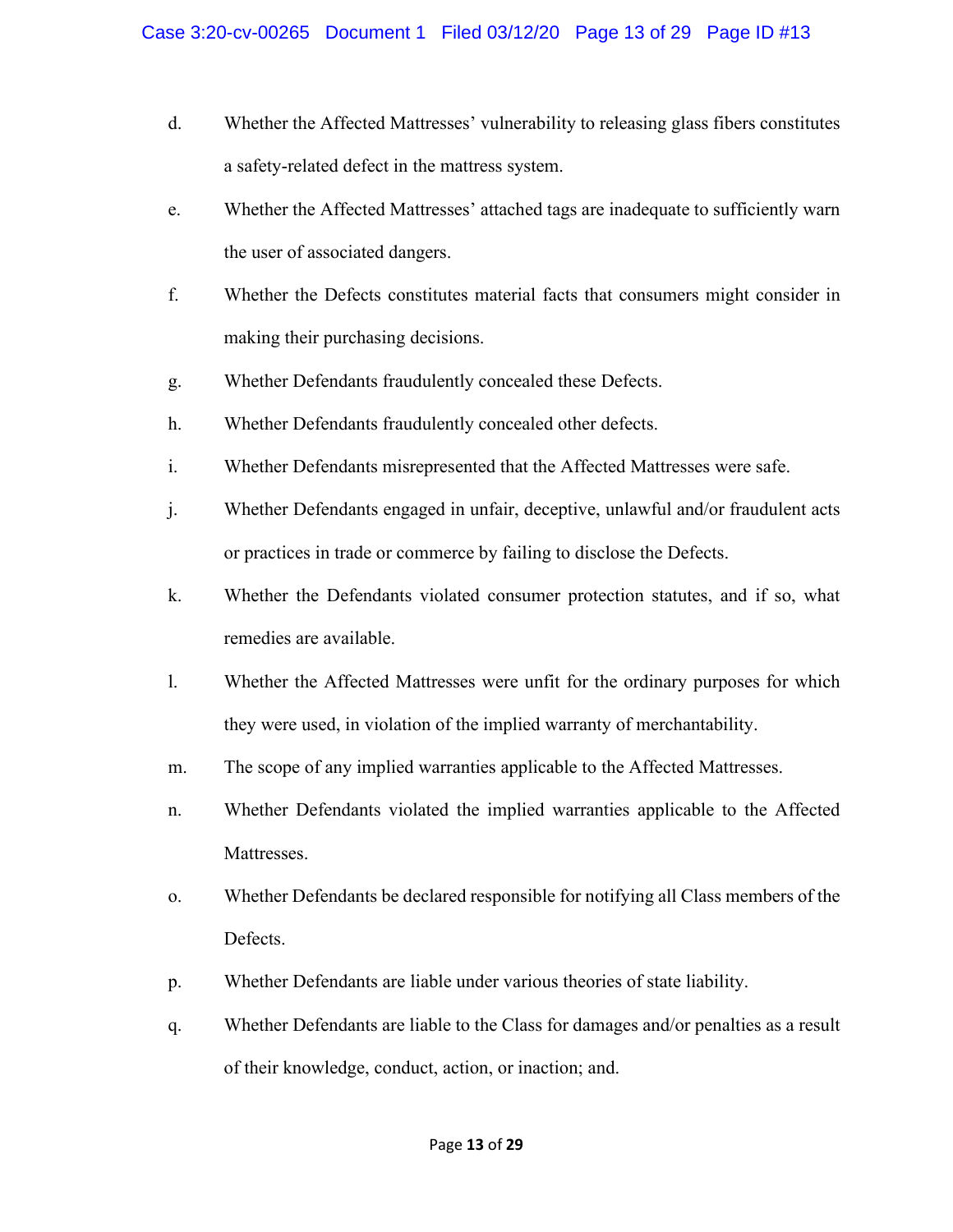d. Whether the Affected Mattresses' vulnerability to releasing glass fibers constitutes a safety-related defect in the mattress system.

e. Whether the Affected Mattresses' attached tags are inadequate to sufficiently warn the user of associated dangers.

f. Whether the Defects constitutes material facts that consumers might consider in making their purchasing decisions.

g. Whether Defendants fraudulently concealed these Defects.

h. Whether Defendants fraudulently concealed other defects.

i. Whether Defendants misrepresented that the Affected Mattresses were safe.

j. Whether Defendants engaged in unfair, deceptive, unlawful and/or fraudulent acts or practices in trade or commerce by failing to disclose the Defects.

k. Whether the Defendants violated consumer protection statutes, and if so, what remedies are available.

l. Whether the Affected Mattresses were unfit for the ordinary purposes for which they were used, in violation of the implied warranty of merchantability.

m. The scope of any implied warranties applicable to the Affected Mattresses.

n. Whether Defendants violated the implied warranties applicable to the Affected Mattresses.

o. Whether Defendants be declared responsible for notifying all Class members of the Defects.

p. Whether Defendants are liable under various theories of state liability.

q. Whether Defendants are liable to the Class for damages and/or penalties as a result of their knowledge, conduct, action, or inaction; and.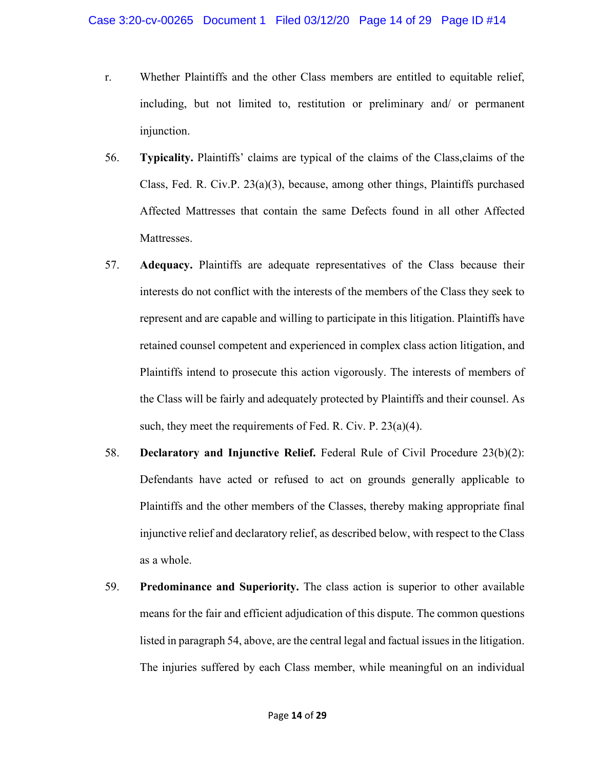r. Whether Plaintiffs and the other Class members are entitled to equitable relief, including, but not limited to, restitution or preliminary and/ or permanent injunction.

56. **Typicality.** Plaintiffs' claims are typical of the claims of the Class,claims of the Class, Fed. R. Civ.P. 23(a)(3), because, among other things, Plaintiffs purchased Affected Mattresses that contain the same Defects found in all other Affected Mattresses.

57. **Adequacy.** Plaintiffs are adequate representatives of the Class because their interests do not conflict with the interests of the members of the Class they seek to represent and are capable and willing to participate in this litigation. Plaintiffs have retained counsel competent and experienced in complex class action litigation, and Plaintiffs intend to prosecute this action vigorously. The interests of members of the Class will be fairly and adequately protected by Plaintiffs and their counsel. As such, they meet the requirements of Fed. R. Civ. P. 23(a)(4).

58. **Declaratory and Injunctive Relief.** Federal Rule of Civil Procedure 23(b)(2): Defendants have acted or refused to act on grounds generally applicable to Plaintiffs and the other members of the Classes, thereby making appropriate final injunctive relief and declaratory relief, as described below, with respect to the Class as a whole.

59. **Predominance and Superiority.** The class action is superior to other available means for the fair and efficient adjudication of this dispute. The common questions listed in paragraph 54, above, are the central legal and factual issues in the litigation. The injuries suffered by each Class member, while meaningful on an individual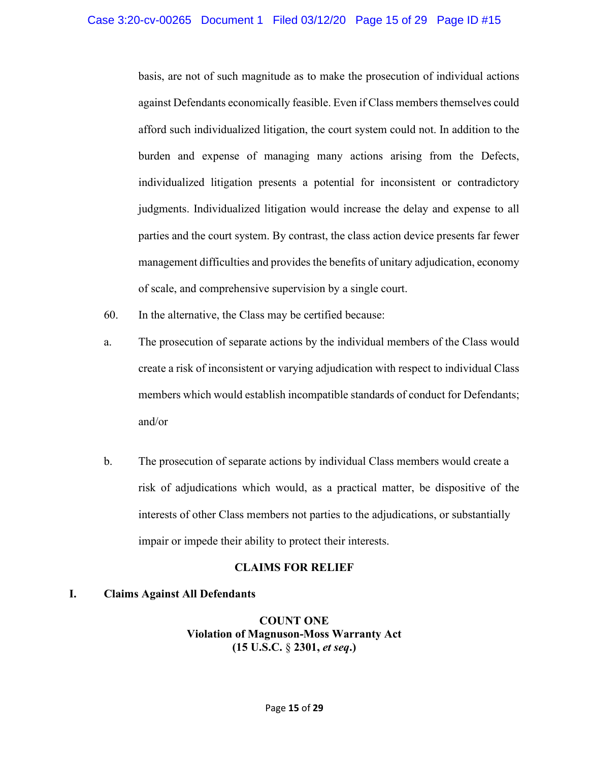basis, are not of such magnitude as to make the prosecution of individual actions against Defendants economically feasible. Even if Class members themselves could afford such individualized litigation, the court system could not. In addition to the burden and expense of managing many actions arising from the Defects, individualized litigation presents a potential for inconsistent or contradictory judgments. Individualized litigation would increase the delay and expense to all parties and the court system. By contrast, the class action device presents far fewer management difficulties and provides the benefits of unitary adjudication, economy of scale, and comprehensive supervision by a single court.

60. In the alternative, the Class may be certified because:

a. The prosecution of separate actions by the individual members of the Class would create a risk of inconsistent or varying adjudication with respect to individual Class members which would establish incompatible standards of conduct for Defendants; and/or

b. The prosecution of separate actions by individual Class members would create a risk of adjudications which would, as a practical matter, be dispositive of the interests of other Class members not parties to the adjudications, or substantially impair or impede their ability to protect their interests.

## CLAIMS FOR RELIEF

### I. Claims Against All Defendants

**COUNT ONE**
**Violation of Magnuson-Moss Warranty Act**
**(15 U.S.C. § 2301, *et seq.*)**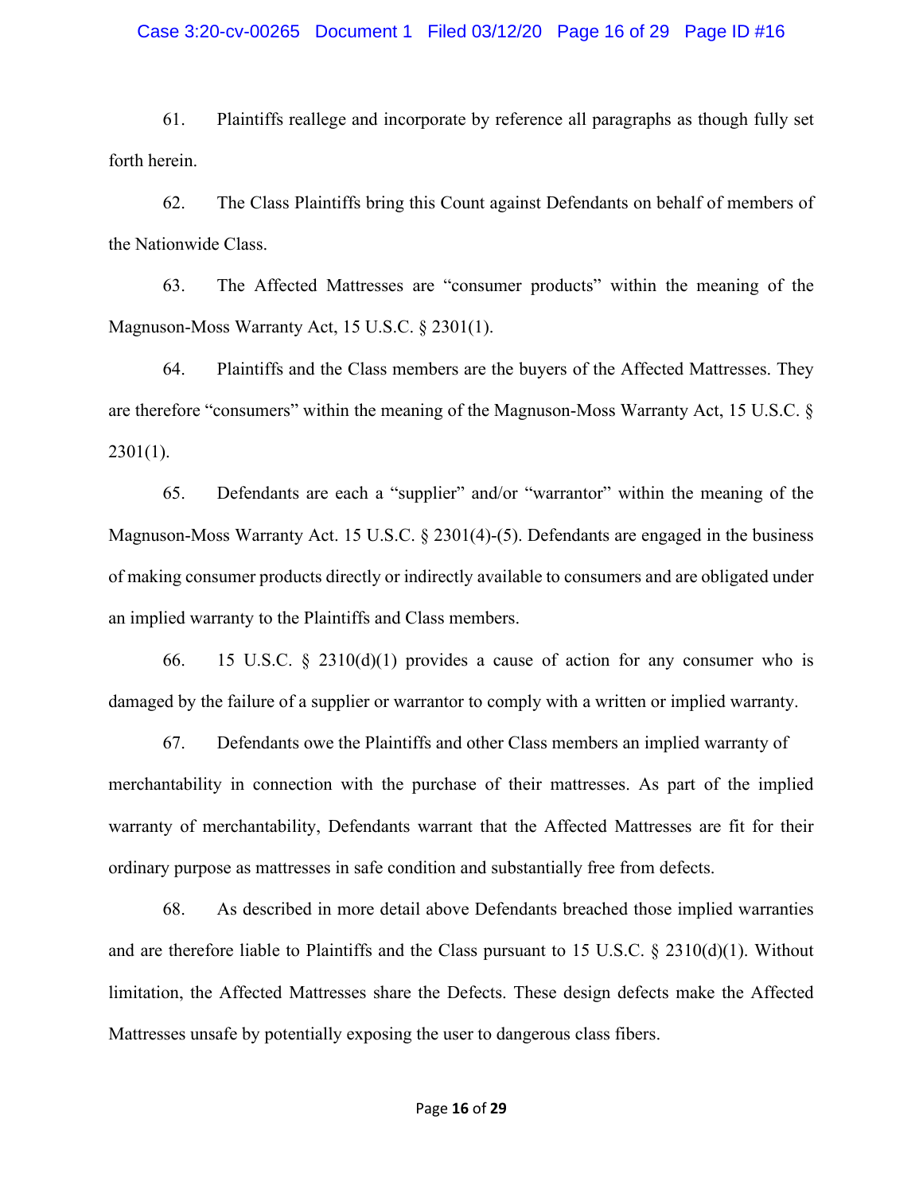61. Plaintiffs reallege and incorporate by reference all paragraphs as though fully set forth herein.

62. The Class Plaintiffs bring this Count against Defendants on behalf of members of the Nationwide Class.

63. The Affected Mattresses are "consumer products" within the meaning of the Magnuson-Moss Warranty Act, 15 U.S.C. § 2301(1).

64. Plaintiffs and the Class members are the buyers of the Affected Mattresses. They are therefore "consumers" within the meaning of the Magnuson-Moss Warranty Act, 15 U.S.C. § 2301(1).

65. Defendants are each a "supplier" and/or "warrantor" within the meaning of the Magnuson-Moss Warranty Act. 15 U.S.C. § 2301(4)-(5). Defendants are engaged in the business of making consumer products directly or indirectly available to consumers and are obligated under an implied warranty to the Plaintiffs and Class members.

66. 15 U.S.C. § 2310(d)(1) provides a cause of action for any consumer who is damaged by the failure of a supplier or warrantor to comply with a written or implied warranty.

67. Defendants owe the Plaintiffs and other Class members an implied warranty of merchantability in connection with the purchase of their mattresses. As part of the implied warranty of merchantability, Defendants warrant that the Affected Mattresses are fit for their ordinary purpose as mattresses in safe condition and substantially free from defects.

68. As described in more detail above Defendants breached those implied warranties and are therefore liable to Plaintiffs and the Class pursuant to 15 U.S.C. § 2310(d)(1). Without limitation, the Affected Mattresses share the Defects. These design defects make the Affected Mattresses unsafe by potentially exposing the user to dangerous class fibers.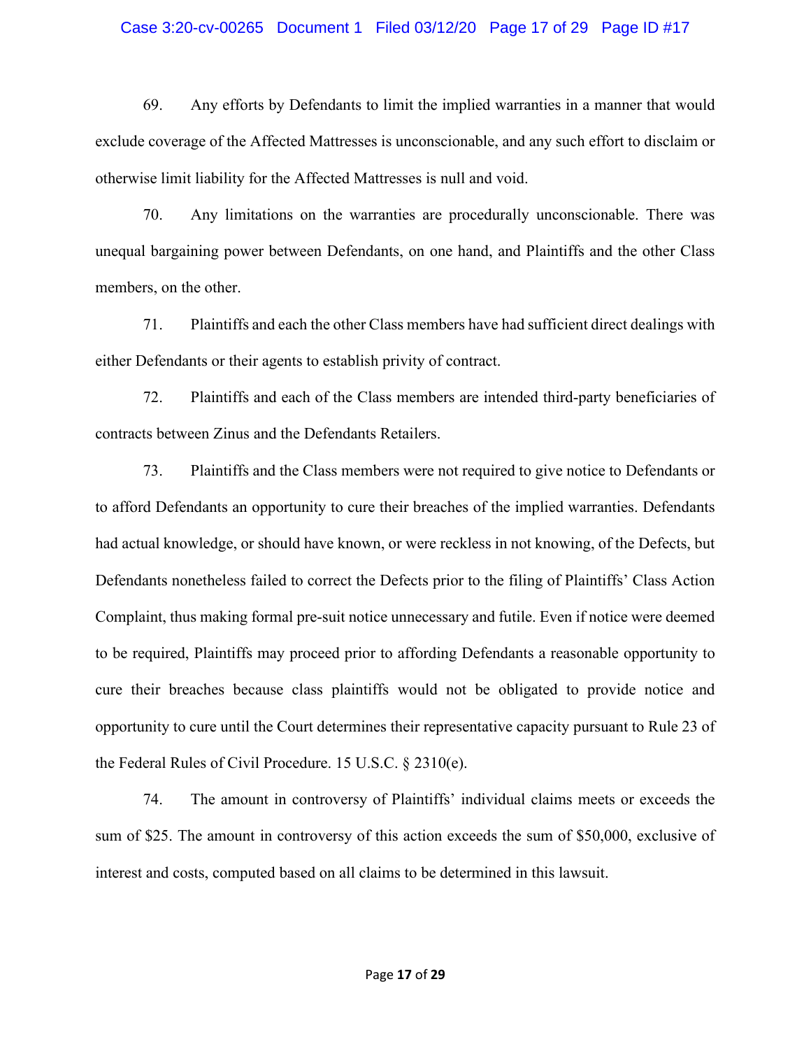69. Any efforts by Defendants to limit the implied warranties in a manner that would exclude coverage of the Affected Mattresses is unconscionable, and any such effort to disclaim or otherwise limit liability for the Affected Mattresses is null and void.

70. Any limitations on the warranties are procedurally unconscionable. There was unequal bargaining power between Defendants, on one hand, and Plaintiffs and the other Class members, on the other.

71. Plaintiffs and each the other Class members have had sufficient direct dealings with either Defendants or their agents to establish privity of contract.

72. Plaintiffs and each of the Class members are intended third-party beneficiaries of contracts between Zinus and the Defendants Retailers.

73. Plaintiffs and the Class members were not required to give notice to Defendants or to afford Defendants an opportunity to cure their breaches of the implied warranties. Defendants had actual knowledge, or should have known, or were reckless in not knowing, of the Defects, but Defendants nonetheless failed to correct the Defects prior to the filing of Plaintiffs' Class Action Complaint, thus making formal pre-suit notice unnecessary and futile. Even if notice were deemed to be required, Plaintiffs may proceed prior to affording Defendants a reasonable opportunity to cure their breaches because class plaintiffs would not be obligated to provide notice and opportunity to cure until the Court determines their representative capacity pursuant to Rule 23 of the Federal Rules of Civil Procedure. 15 U.S.C. § 2310(e).

74. The amount in controversy of Plaintiffs' individual claims meets or exceeds the sum of $25. The amount in controversy of this action exceeds the sum of $50,000, exclusive of interest and costs, computed based on all claims to be determined in this lawsuit.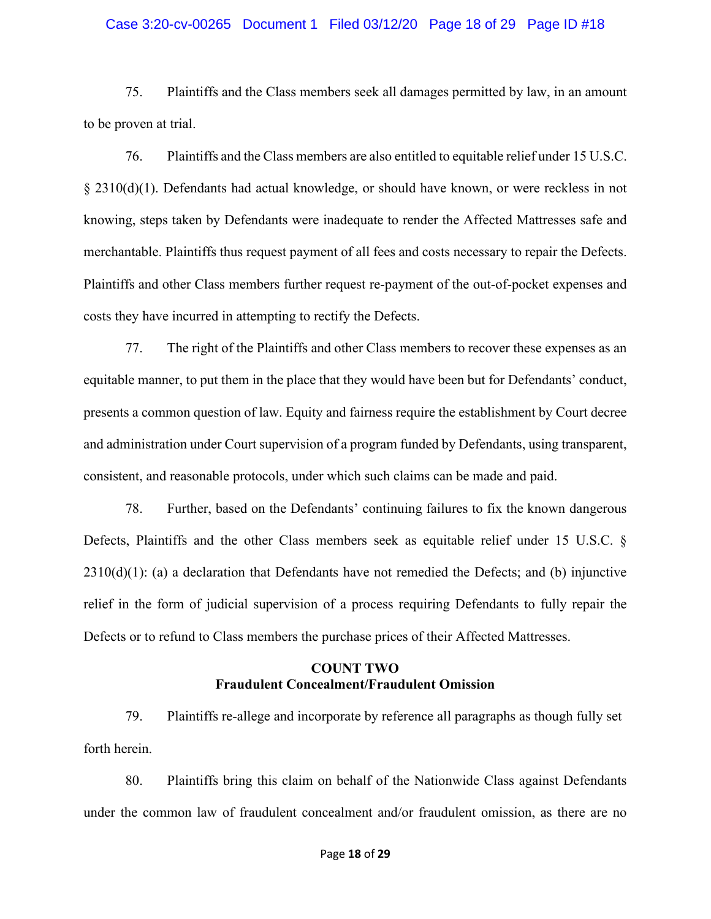75. Plaintiffs and the Class members seek all damages permitted by law, in an amount to be proven at trial.

76. Plaintiffs and the Class members are also entitled to equitable relief under 15 U.S.C. § 2310(d)(1). Defendants had actual knowledge, or should have known, or were reckless in not knowing, steps taken by Defendants were inadequate to render the Affected Mattresses safe and merchantable. Plaintiffs thus request payment of all fees and costs necessary to repair the Defects. Plaintiffs and other Class members further request re-payment of the out-of-pocket expenses and costs they have incurred in attempting to rectify the Defects.

77. The right of the Plaintiffs and other Class members to recover these expenses as an equitable manner, to put them in the place that they would have been but for Defendants' conduct, presents a common question of law. Equity and fairness require the establishment by Court decree and administration under Court supervision of a program funded by Defendants, using transparent, consistent, and reasonable protocols, under which such claims can be made and paid.

78. Further, based on the Defendants' continuing failures to fix the known dangerous Defects, Plaintiffs and the other Class members seek as equitable relief under 15 U.S.C. § 2310(d)(1): (a) a declaration that Defendants have not remedied the Defects; and (b) injunctive relief in the form of judicial supervision of a process requiring Defendants to fully repair the Defects or to refund to Class members the purchase prices of their Affected Mattresses.

## COUNT TWO
## Fraudulent Concealment/Fraudulent Omission

79. Plaintiffs re-allege and incorporate by reference all paragraphs as though fully set forth herein.

80. Plaintiffs bring this claim on behalf of the Nationwide Class against Defendants under the common law of fraudulent concealment and/or fraudulent omission, as there are no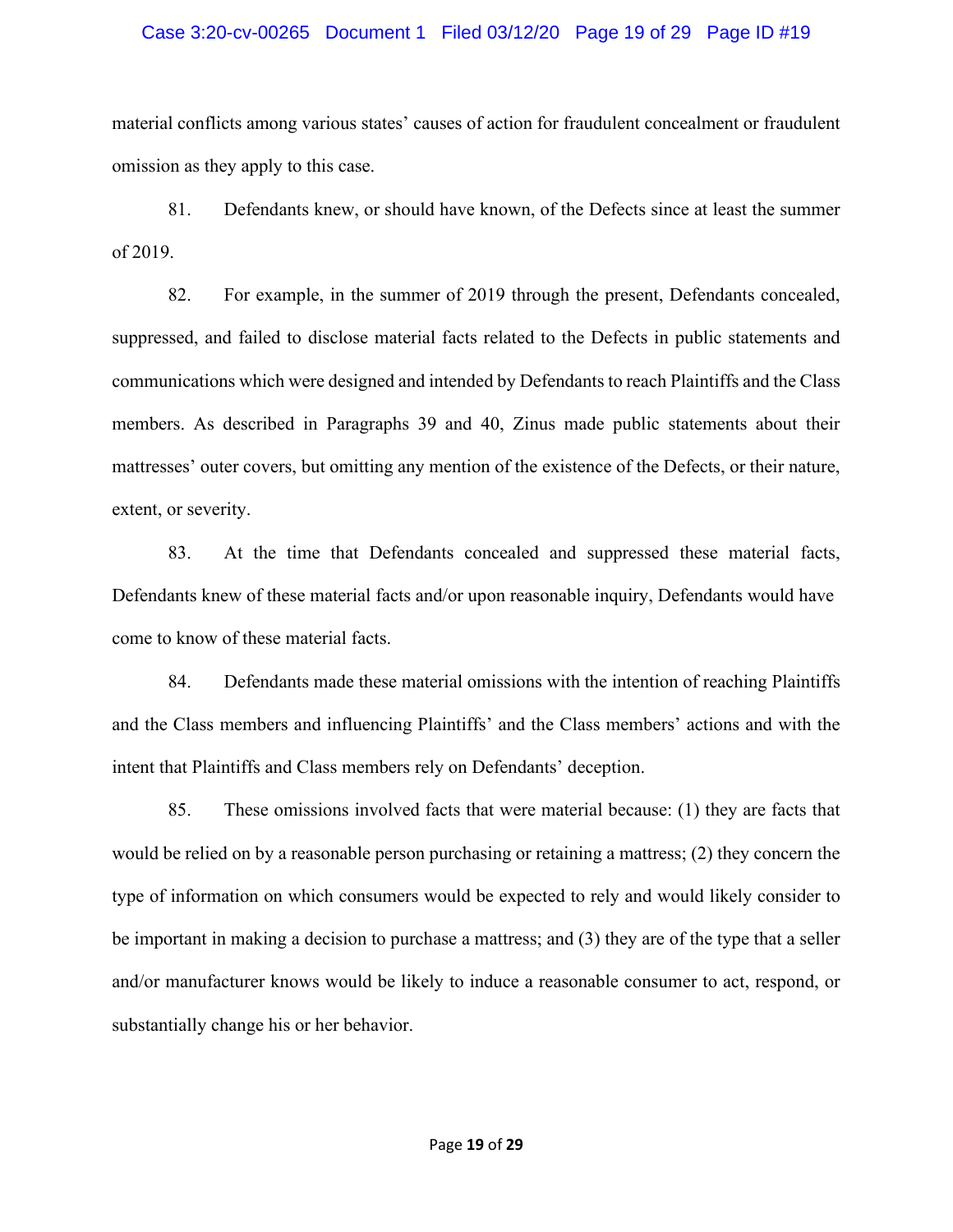material conflicts among various states' causes of action for fraudulent concealment or fraudulent omission as they apply to this case.

81. Defendants knew, or should have known, of the Defects since at least the summer of 2019.

82. For example, in the summer of 2019 through the present, Defendants concealed, suppressed, and failed to disclose material facts related to the Defects in public statements and communications which were designed and intended by Defendants to reach Plaintiffs and the Class members. As described in Paragraphs 39 and 40, Zinus made public statements about their mattresses' outer covers, but omitting any mention of the existence of the Defects, or their nature, extent, or severity.

83. At the time that Defendants concealed and suppressed these material facts, Defendants knew of these material facts and/or upon reasonable inquiry, Defendants would have come to know of these material facts.

84. Defendants made these material omissions with the intention of reaching Plaintiffs and the Class members and influencing Plaintiffs' and the Class members' actions and with the intent that Plaintiffs and Class members rely on Defendants' deception.

85. These omissions involved facts that were material because: (1) they are facts that would be relied on by a reasonable person purchasing or retaining a mattress; (2) they concern the type of information on which consumers would be expected to rely and would likely consider to be important in making a decision to purchase a mattress; and (3) they are of the type that a seller and/or manufacturer knows would be likely to induce a reasonable consumer to act, respond, or substantially change his or her behavior.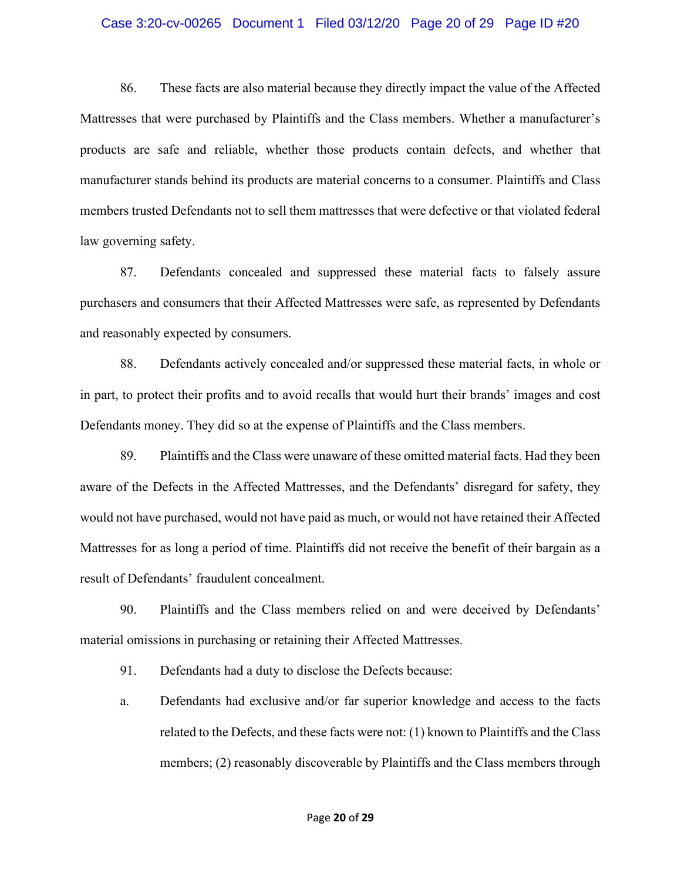86. These facts are also material because they directly impact the value of the Affected Mattresses that were purchased by Plaintiffs and the Class members. Whether a manufacturer's products are safe and reliable, whether those products contain defects, and whether that manufacturer stands behind its products are material concerns to a consumer. Plaintiffs and Class members trusted Defendants not to sell them mattresses that were defective or that violated federal law governing safety.

87. Defendants concealed and suppressed these material facts to falsely assure purchasers and consumers that their Affected Mattresses were safe, as represented by Defendants and reasonably expected by consumers.

88. Defendants actively concealed and/or suppressed these material facts, in whole or in part, to protect their profits and to avoid recalls that would hurt their brands' images and cost Defendants money. They did so at the expense of Plaintiffs and the Class members.

89. Plaintiffs and the Class were unaware of these omitted material facts. Had they been aware of the Defects in the Affected Mattresses, and the Defendants' disregard for safety, they would not have purchased, would not have paid as much, or would not have retained their Affected Mattresses for as long a period of time. Plaintiffs did not receive the benefit of their bargain as a result of Defendants' fraudulent concealment.

90. Plaintiffs and the Class members relied on and were deceived by Defendants' material omissions in purchasing or retaining their Affected Mattresses.

91. Defendants had a duty to disclose the Defects because:

a. Defendants had exclusive and/or far superior knowledge and access to the facts related to the Defects, and these facts were not: (1) known to Plaintiffs and the Class members; (2) reasonably discoverable by Plaintiffs and the Class members through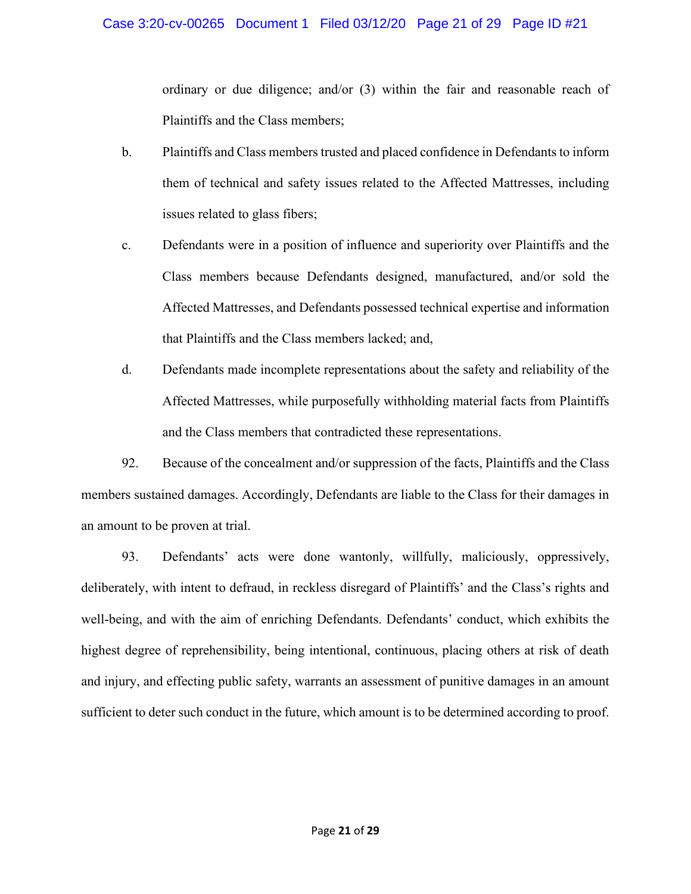ordinary or due diligence; and/or (3) within the fair and reasonable reach of Plaintiffs and the Class members;

b. Plaintiffs and Class members trusted and placed confidence in Defendants to inform them of technical and safety issues related to the Affected Mattresses, including issues related to glass fibers;

c. Defendants were in a position of influence and superiority over Plaintiffs and the Class members because Defendants designed, manufactured, and/or sold the Affected Mattresses, and Defendants possessed technical expertise and information that Plaintiffs and the Class members lacked; and,

d. Defendants made incomplete representations about the safety and reliability of the Affected Mattresses, while purposefully withholding material facts from Plaintiffs and the Class members that contradicted these representations.

92. Because of the concealment and/or suppression of the facts, Plaintiffs and the Class members sustained damages. Accordingly, Defendants are liable to the Class for their damages in an amount to be proven at trial.

93. Defendants' acts were done wantonly, willfully, maliciously, oppressively, deliberately, with intent to defraud, in reckless disregard of Plaintiffs' and the Class's rights and well-being, and with the aim of enriching Defendants. Defendants' conduct, which exhibits the highest degree of reprehensibility, being intentional, continuous, placing others at risk of death and injury, and effecting public safety, warrants an assessment of punitive damages in an amount sufficient to deter such conduct in the future, which amount is to be determined according to proof.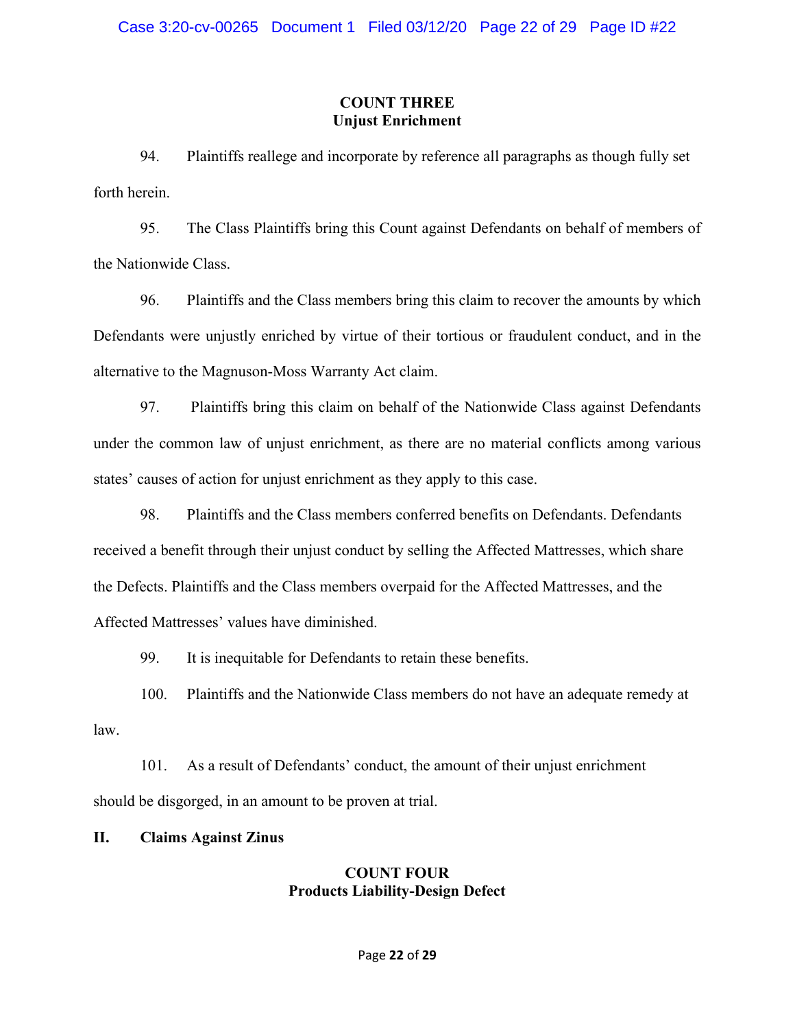## COUNT THREE
## Unjust Enrichment

94. Plaintiffs reallege and incorporate by reference all paragraphs as though fully set forth herein.

95. The Class Plaintiffs bring this Count against Defendants on behalf of members of the Nationwide Class.

96. Plaintiffs and the Class members bring this claim to recover the amounts by which Defendants were unjustly enriched by virtue of their tortious or fraudulent conduct, and in the alternative to the Magnuson-Moss Warranty Act claim.

97. Plaintiffs bring this claim on behalf of the Nationwide Class against Defendants under the common law of unjust enrichment, as there are no material conflicts among various states' causes of action for unjust enrichment as they apply to this case.

98. Plaintiffs and the Class members conferred benefits on Defendants. Defendants received a benefit through their unjust conduct by selling the Affected Mattresses, which share the Defects. Plaintiffs and the Class members overpaid for the Affected Mattresses, and the Affected Mattresses' values have diminished.

99. It is inequitable for Defendants to retain these benefits.

100. Plaintiffs and the Nationwide Class members do not have an adequate remedy at law.

101. As a result of Defendants' conduct, the amount of their unjust enrichment should be disgorged, in an amount to be proven at trial.

# II. Claims Against Zinus

## COUNT FOUR
## Products Liability-Design Defect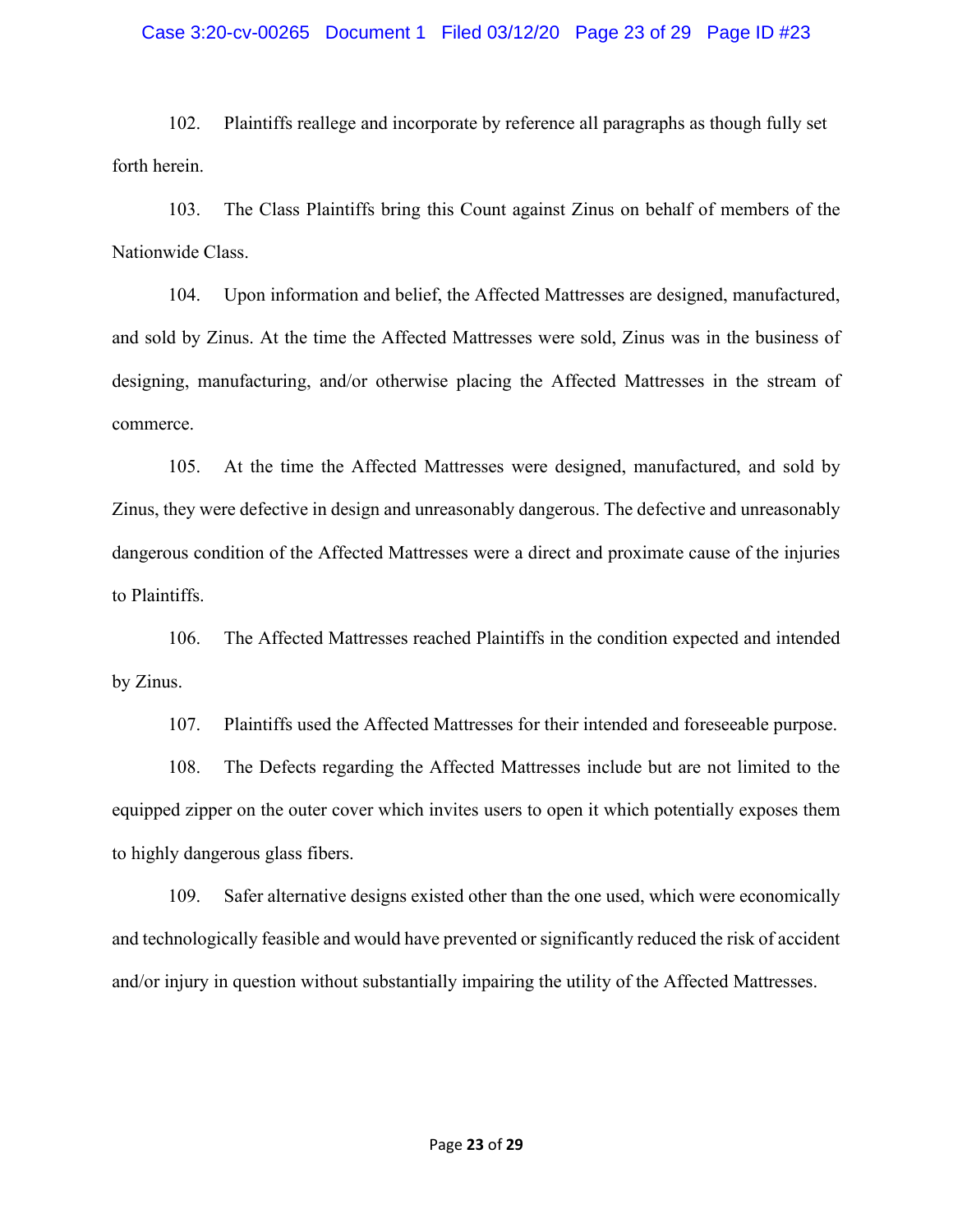102. Plaintiffs reallege and incorporate by reference all paragraphs as though fully set forth herein.

103. The Class Plaintiffs bring this Count against Zinus on behalf of members of the Nationwide Class.

104. Upon information and belief, the Affected Mattresses are designed, manufactured, and sold by Zinus. At the time the Affected Mattresses were sold, Zinus was in the business of designing, manufacturing, and/or otherwise placing the Affected Mattresses in the stream of commerce.

105. At the time the Affected Mattresses were designed, manufactured, and sold by Zinus, they were defective in design and unreasonably dangerous. The defective and unreasonably dangerous condition of the Affected Mattresses were a direct and proximate cause of the injuries to Plaintiffs.

106. The Affected Mattresses reached Plaintiffs in the condition expected and intended by Zinus.

107. Plaintiffs used the Affected Mattresses for their intended and foreseeable purpose.

108. The Defects regarding the Affected Mattresses include but are not limited to the equipped zipper on the outer cover which invites users to open it which potentially exposes them to highly dangerous glass fibers.

109. Safer alternative designs existed other than the one used, which were economically and technologically feasible and would have prevented or significantly reduced the risk of accident and/or injury in question without substantially impairing the utility of the Affected Mattresses.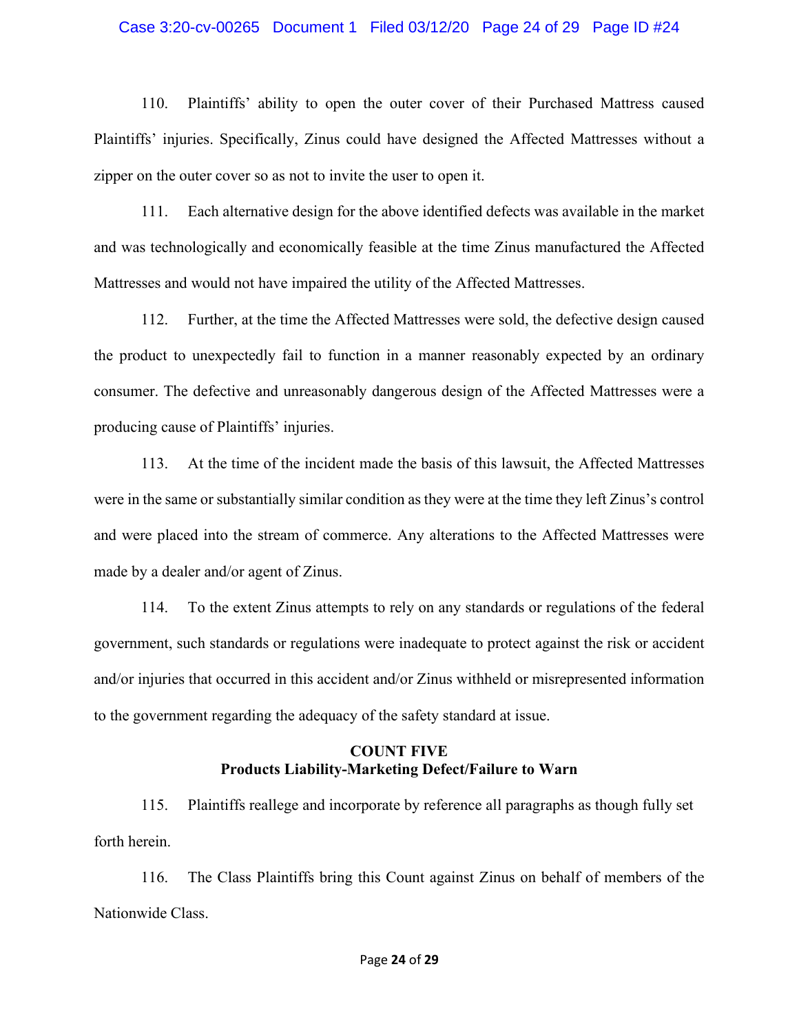110. Plaintiffs' ability to open the outer cover of their Purchased Mattress caused Plaintiffs' injuries. Specifically, Zinus could have designed the Affected Mattresses without a zipper on the outer cover so as not to invite the user to open it.

111. Each alternative design for the above identified defects was available in the market and was technologically and economically feasible at the time Zinus manufactured the Affected Mattresses and would not have impaired the utility of the Affected Mattresses.

112. Further, at the time the Affected Mattresses were sold, the defective design caused the product to unexpectedly fail to function in a manner reasonably expected by an ordinary consumer. The defective and unreasonably dangerous design of the Affected Mattresses were a producing cause of Plaintiffs' injuries.

113. At the time of the incident made the basis of this lawsuit, the Affected Mattresses were in the same or substantially similar condition as they were at the time they left Zinus's control and were placed into the stream of commerce. Any alterations to the Affected Mattresses were made by a dealer and/or agent of Zinus.

114. To the extent Zinus attempts to rely on any standards or regulations of the federal government, such standards or regulations were inadequate to protect against the risk or accident and/or injuries that occurred in this accident and/or Zinus withheld or misrepresented information to the government regarding the adequacy of the safety standard at issue.

## COUNT FIVE
## Products Liability-Marketing Defect/Failure to Warn

115. Plaintiffs reallege and incorporate by reference all paragraphs as though fully set forth herein.

116. The Class Plaintiffs bring this Count against Zinus on behalf of members of the Nationwide Class.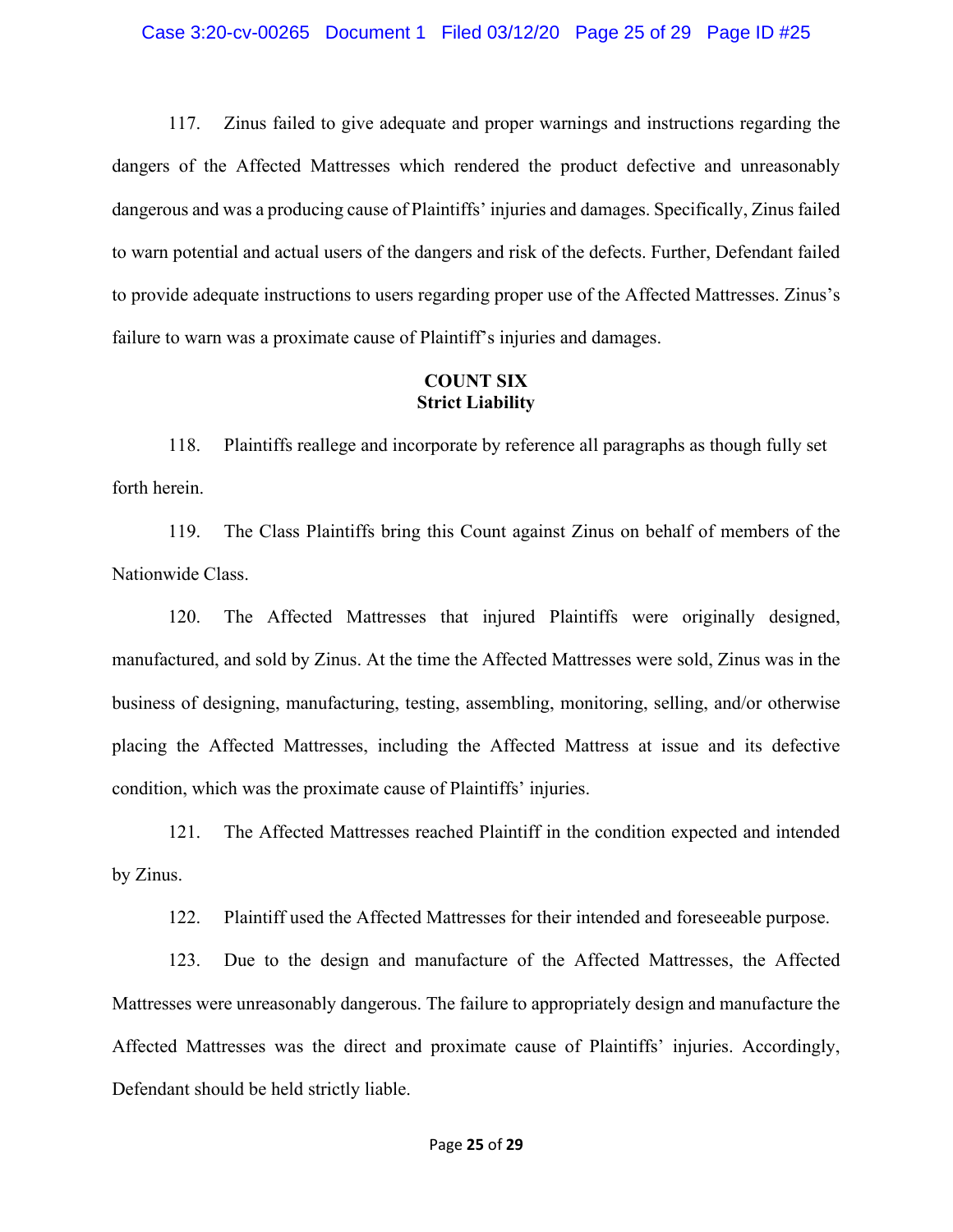117. Zinus failed to give adequate and proper warnings and instructions regarding the dangers of the Affected Mattresses which rendered the product defective and unreasonably dangerous and was a producing cause of Plaintiffs' injuries and damages. Specifically, Zinus failed to warn potential and actual users of the dangers and risk of the defects. Further, Defendant failed to provide adequate instructions to users regarding proper use of the Affected Mattresses. Zinus's failure to warn was a proximate cause of Plaintiff's injuries and damages.

**COUNT SIX**
**Strict Liability**

118. Plaintiffs reallege and incorporate by reference all paragraphs as though fully set forth herein.

119. The Class Plaintiffs bring this Count against Zinus on behalf of members of the Nationwide Class.

120. The Affected Mattresses that injured Plaintiffs were originally designed, manufactured, and sold by Zinus. At the time the Affected Mattresses were sold, Zinus was in the business of designing, manufacturing, testing, assembling, monitoring, selling, and/or otherwise placing the Affected Mattresses, including the Affected Mattress at issue and its defective condition, which was the proximate cause of Plaintiffs' injuries.

121. The Affected Mattresses reached Plaintiff in the condition expected and intended by Zinus.

122. Plaintiff used the Affected Mattresses for their intended and foreseeable purpose.

123. Due to the design and manufacture of the Affected Mattresses, the Affected Mattresses were unreasonably dangerous. The failure to appropriately design and manufacture the Affected Mattresses was the direct and proximate cause of Plaintiffs' injuries. Accordingly, Defendant should be held strictly liable.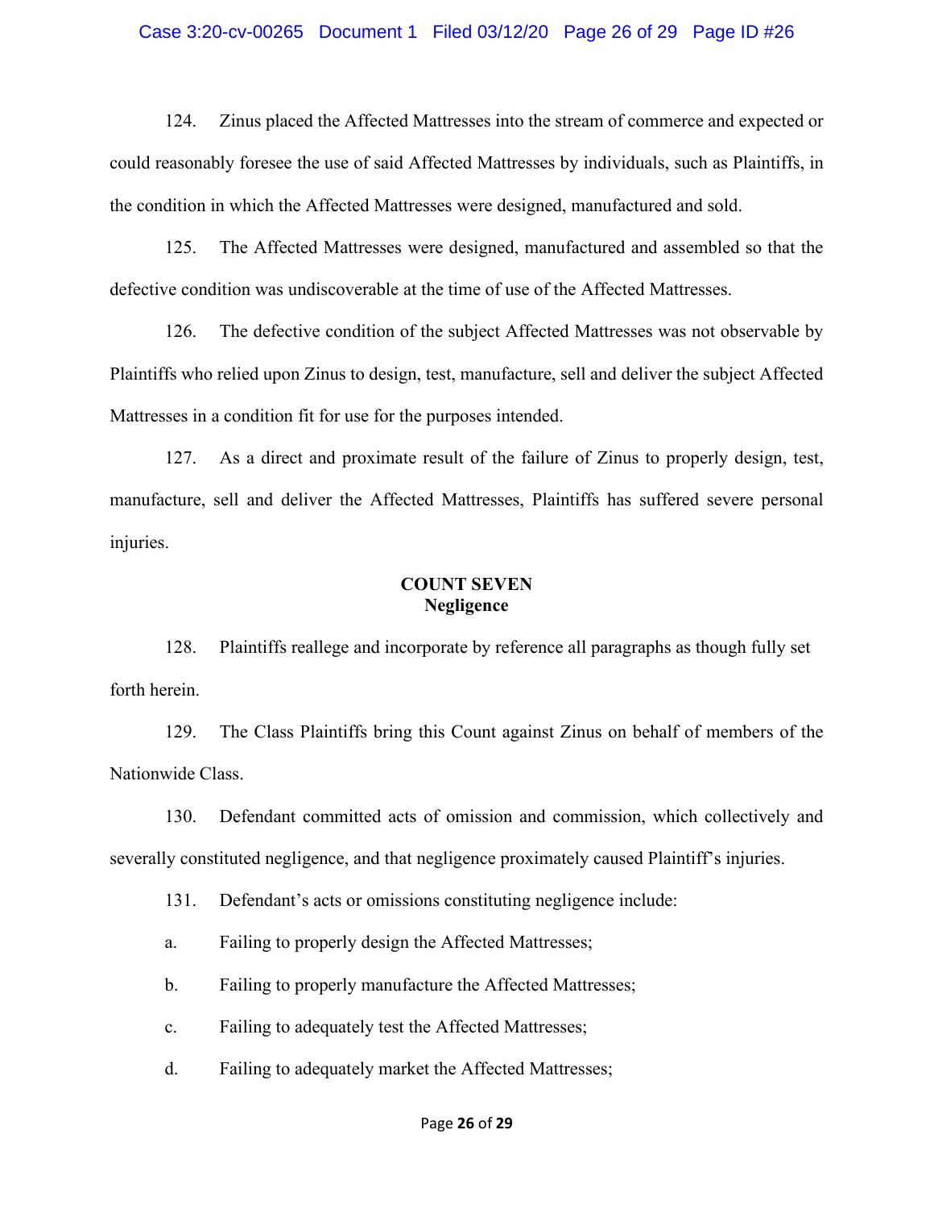124. Zinus placed the Affected Mattresses into the stream of commerce and expected or could reasonably foresee the use of said Affected Mattresses by individuals, such as Plaintiffs, in the condition in which the Affected Mattresses were designed, manufactured and sold.

125. The Affected Mattresses were designed, manufactured and assembled so that the defective condition was undiscoverable at the time of use of the Affected Mattresses.

126. The defective condition of the subject Affected Mattresses was not observable by Plaintiffs who relied upon Zinus to design, test, manufacture, sell and deliver the subject Affected Mattresses in a condition fit for use for the purposes intended.

127. As a direct and proximate result of the failure of Zinus to properly design, test, manufacture, sell and deliver the Affected Mattresses, Plaintiffs has suffered severe personal injuries.

**COUNT SEVEN**
**Negligence**

128. Plaintiffs reallege and incorporate by reference all paragraphs as though fully set forth herein.

129. The Class Plaintiffs bring this Count against Zinus on behalf of members of the Nationwide Class.

130. Defendant committed acts of omission and commission, which collectively and severally constituted negligence, and that negligence proximately caused Plaintiff's injuries.

131. Defendant's acts or omissions constituting negligence include:

a. Failing to properly design the Affected Mattresses;

b. Failing to properly manufacture the Affected Mattresses;

c. Failing to adequately test the Affected Mattresses;

d. Failing to adequately market the Affected Mattresses;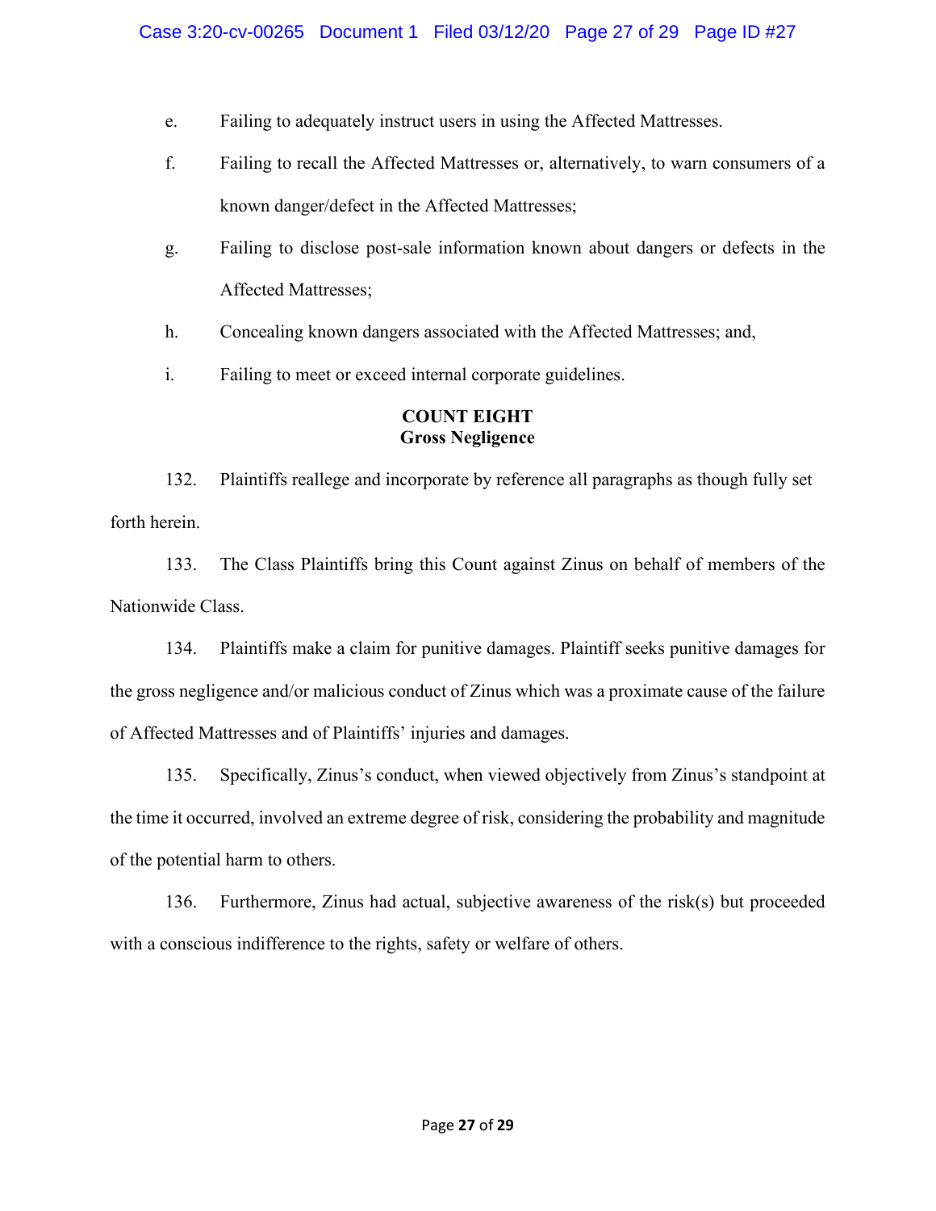e. Failing to adequately instruct users in using the Affected Mattresses.

f. Failing to recall the Affected Mattresses or, alternatively, to warn consumers of a known danger/defect in the Affected Mattresses;

g. Failing to disclose post-sale information known about dangers or defects in the Affected Mattresses;

h. Concealing known dangers associated with the Affected Mattresses; and,

i. Failing to meet or exceed internal corporate guidelines.

**COUNT EIGHT**
**Gross Negligence**

132. Plaintiffs reallege and incorporate by reference all paragraphs as though fully set forth herein.

133. The Class Plaintiffs bring this Count against Zinus on behalf of members of the Nationwide Class.

134. Plaintiffs make a claim for punitive damages. Plaintiff seeks punitive damages for the gross negligence and/or malicious conduct of Zinus which was a proximate cause of the failure of Affected Mattresses and of Plaintiffs' injuries and damages.

135. Specifically, Zinus's conduct, when viewed objectively from Zinus's standpoint at the time it occurred, involved an extreme degree of risk, considering the probability and magnitude of the potential harm to others.

136. Furthermore, Zinus had actual, subjective awareness of the risk(s) but proceeded with a conscious indifference to the rights, safety or welfare of others.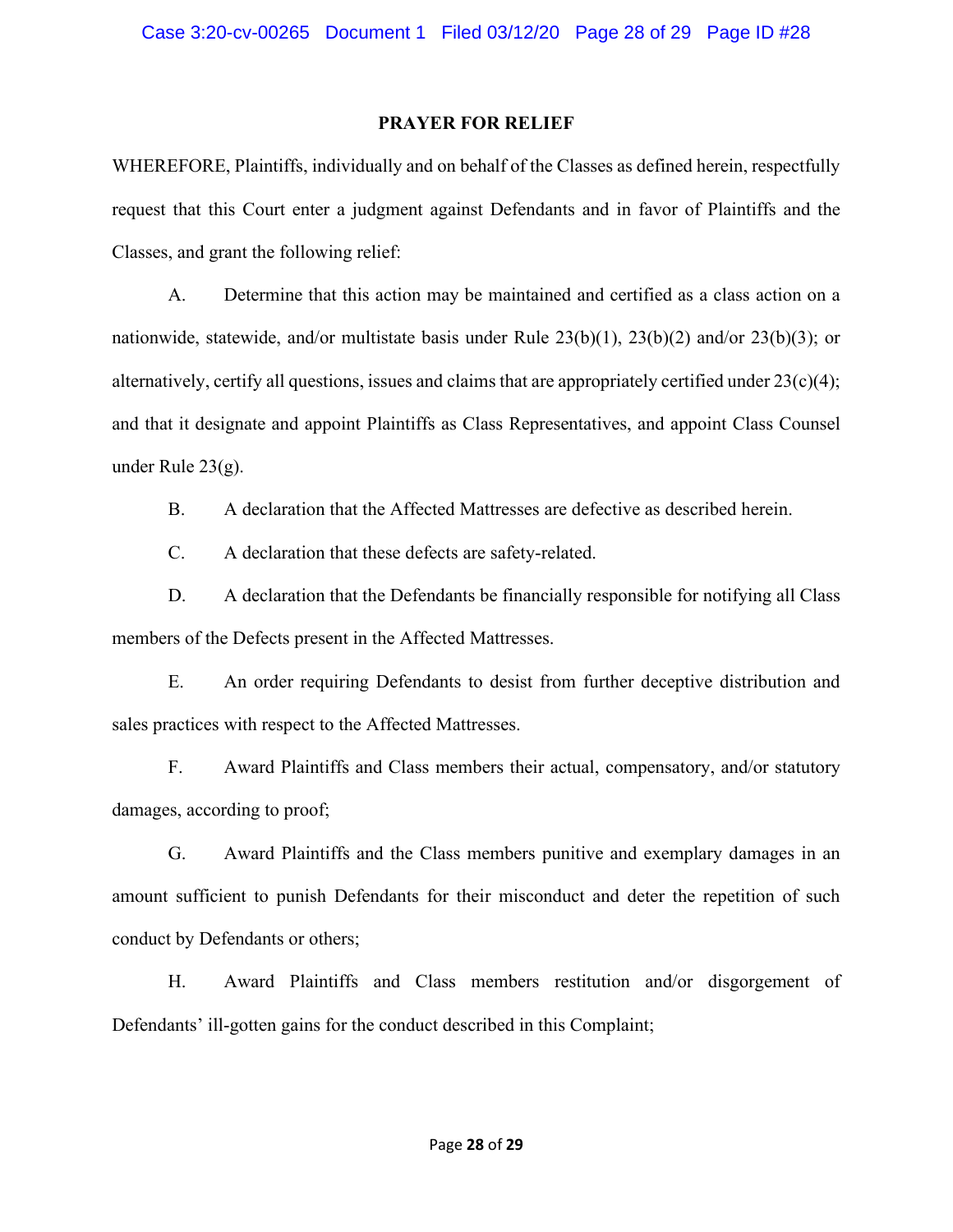## PRAYER FOR RELIEF

WHEREFORE, Plaintiffs, individually and on behalf of the Classes as defined herein, respectfully request that this Court enter a judgment against Defendants and in favor of Plaintiffs and the Classes, and grant the following relief:

A. Determine that this action may be maintained and certified as a class action on a nationwide, statewide, and/or multistate basis under Rule 23(b)(1), 23(b)(2) and/or 23(b)(3); or alternatively, certify all questions, issues and claims that are appropriately certified under 23(c)(4); and that it designate and appoint Plaintiffs as Class Representatives, and appoint Class Counsel under Rule 23(g).

B. A declaration that the Affected Mattresses are defective as described herein.

C. A declaration that these defects are safety-related.

D. A declaration that the Defendants be financially responsible for notifying all Class members of the Defects present in the Affected Mattresses.

E. An order requiring Defendants to desist from further deceptive distribution and sales practices with respect to the Affected Mattresses.

F. Award Plaintiffs and Class members their actual, compensatory, and/or statutory damages, according to proof;

G. Award Plaintiffs and the Class members punitive and exemplary damages in an amount sufficient to punish Defendants for their misconduct and deter the repetition of such conduct by Defendants or others;

H. Award Plaintiffs and Class members restitution and/or disgorgement of Defendants' ill-gotten gains for the conduct described in this Complaint;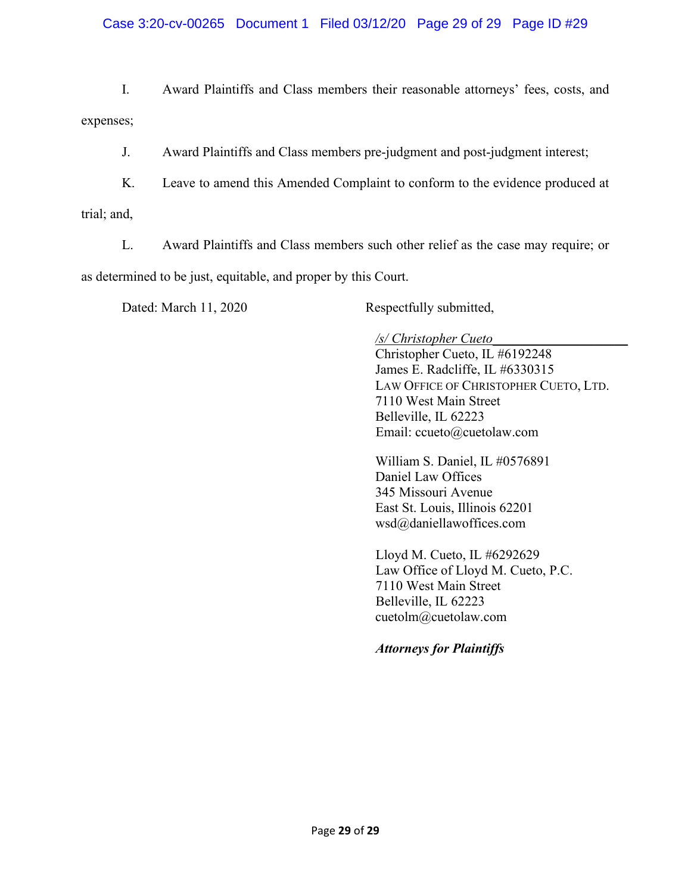I. Award Plaintiffs and Class members their reasonable attorneys' fees, costs, and expenses;

J. Award Plaintiffs and Class members pre-judgment and post-judgment interest;

K. Leave to amend this Amended Complaint to conform to the evidence produced at trial; and,

L. Award Plaintiffs and Class members such other relief as the case may require; or as determined to be just, equitable, and proper by this Court.

Dated: March 11, 2020

Respectfully submitted,

*/s/ Christopher Cueto*
Christopher Cueto, IL #6192248
James E. Radcliffe, IL #6330315
LAW OFFICE OF CHRISTOPHER CUETO, LTD.
7110 West Main Street
Belleville, IL 62223
Email: ccueto@cuetolaw.com

William S. Daniel, IL #0576891
Daniel Law Offices
345 Missouri Avenue
East St. Louis, Illinois 62201
wsd@daniellawoffices.com

Lloyd M. Cueto, IL #6292629
Law Office of Lloyd M. Cueto, P.C.
7110 West Main Street
Belleville, IL 62223
cuetolm@cuetolaw.com

***Attorneys for Plaintiffs***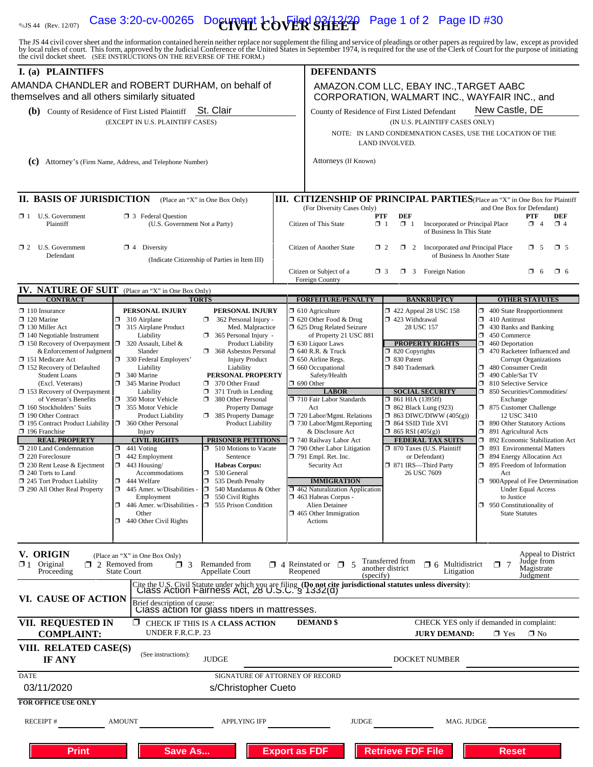JS 44 (Rev. 12/07)

# CIVIL COVER SHEET

The JS 44 civil cover sheet and the information contained herein neither replace nor supplement the filing and service of pleadings or other papers as required by law, except as provided by local rules of court. This form, approved by the Judicial Conference of the United States in September 1974, is required for the use of the Clerk of Court for the purpose of initiating the civil docket sheet. (SEE INSTRUCTIONS ON THE REVERSE OF THE FORM.)

## I. (a) PLAINTIFFS

AMANDA CHANDLER and ROBERT DURHAM, on behalf of themselves and all others similarly situated

**(b)** County of Residence of First Listed Plaintiff St. Clair
(EXCEPT IN U.S. PLAINTIFF CASES)

**(c)** Attorney's (Firm Name, Address, and Telephone Number)

## DEFENDANTS

AMAZON.COM LLC, EBAY INC.,TARGET AABC CORPORATION, WALMART INC., WAYFAIR INC., and

County of Residence of First Listed Defendant New Castle, DE
(IN U.S. PLAINTIFF CASES ONLY)

NOTE: IN LAND CONDEMNATION CASES, USE THE LOCATION OF THE LAND INVOLVED.

Attorneys (If Known)

## II. BASIS OF JURISDICTION (Place an "X" in One Box Only)

- ❐ 1 U.S. Government Plaintiff
- ❐ 3 Federal Question (U.S. Government Not a Party)
- ❐ 2 U.S. Government Defendant
- ❐ 4 Diversity (Indicate Citizenship of Parties in Item III)

## III. CITIZENSHIP OF PRINCIPAL PARTIES (Place an "X" in One Box for Plaintiff and One Box for Defendant)

(For Diversity Cases Only)

| | PTF | DEF | | PTF | DEF |
|---|---|---|---|---|---|
| Citizen of This State | ❐ 1 | ❐ 1 | Incorporated *or* Principal Place of Business In This State | ❐ 4 | ❐ 4 |
| Citizen of Another State | ❐ 2 | ❐ 2 | Incorporated *and* Principal Place of Business In Another State | ❐ 5 | ❐ 5 |
| Citizen or Subject of a Foreign Country | ❐ 3 | ❐ 3 | Foreign Nation | ❐ 6 | ❐ 6 |

## IV. NATURE OF SUIT (Place an "X" in One Box Only)

**CONTRACT**
- ❐ 110 Insurance
- ❐ 120 Marine
- ❐ 130 Miller Act
- ❐ 140 Negotiable Instrument
- ❐ 150 Recovery of Overpayment & Enforcement of Judgment
- ❐ 151 Medicare Act
- ❐ 152 Recovery of Defaulted Student Loans (Excl. Veterans)
- ❐ 153 Recovery of Overpayment of Veteran's Benefits
- ❐ 160 Stockholders' Suits
- ❐ 190 Other Contract
- ❐ 195 Contract Product Liability
- ❐ 196 Franchise

**REAL PROPERTY**
- ❐ 210 Land Condemnation
- ❐ 220 Foreclosure
- ❐ 230 Rent Lease & Ejectment
- ❐ 240 Torts to Land
- ❐ 245 Tort Product Liability
- ❐ 290 All Other Real Property

**TORTS**

PERSONAL INJURY
- ❐ 310 Airplane
- ❐ 315 Airplane Product Liability
- ❐ 320 Assault, Libel & Slander
- ❐ 330 Federal Employers' Liability
- ❐ 340 Marine
- ❐ 345 Marine Product Liability
- ❐ 350 Motor Vehicle
- ❐ 355 Motor Vehicle Product Liability
- ❐ 360 Other Personal Injury

PERSONAL INJURY
- ❐ 362 Personal Injury - Med. Malpractice
- ❐ 365 Personal Injury - Product Liability
- ❐ 368 Asbestos Personal Injury Product Liability

PERSONAL PROPERTY
- ❐ 370 Other Fraud
- ❐ 371 Truth in Lending
- ❐ 380 Other Personal Property Damage
- ❐ 385 Property Damage Product Liability

**CIVIL RIGHTS**
- ❐ 441 Voting
- ❐ 442 Employment
- ❐ 443 Housing/ Accommodations
- ❐ 444 Welfare
- ❐ 445 Amer. w/Disabilities - Employment
- ❐ 446 Amer. w/Disabilities - Other
- ❐ 440 Other Civil Rights

**PRISONER PETITIONS**
- ❐ 510 Motions to Vacate Sentence

Habeas Corpus:
- ❐ 530 General
- ❐ 535 Death Penalty
- ❐ 540 Mandamus & Other
- ❐ 550 Civil Rights
- ❐ 555 Prison Condition

**FORFEITURE/PENALTY**
- ❐ 610 Agriculture
- ❐ 620 Other Food & Drug
- ❐ 625 Drug Related Seizure of Property 21 USC 881
- ❐ 630 Liquor Laws
- ❐ 640 R.R. & Truck
- ❐ 650 Airline Regs.
- ❐ 660 Occupational Safety/Health
- ❐ 690 Other

**LABOR**
- ❐ 710 Fair Labor Standards Act
- ❐ 720 Labor/Mgmt. Relations
- ❐ 730 Labor/Mgmt.Reporting & Disclosure Act
- ❐ 740 Railway Labor Act
- ❐ 790 Other Labor Litigation
- ❐ 791 Empl. Ret. Inc. Security Act

**IMMIGRATION**
- ❐ 462 Naturalization Application
- ❐ 463 Habeas Corpus - Alien Detainee
- ❐ 465 Other Immigration Actions

**BANKRUPTCY**
- ❐ 422 Appeal 28 USC 158
- ❐ 423 Withdrawal 28 USC 157

**PROPERTY RIGHTS**
- ❐ 820 Copyrights
- ❐ 830 Patent
- ❐ 840 Trademark

**SOCIAL SECURITY**
- ❐ 861 HIA (1395ff)
- ❐ 862 Black Lung (923)
- ❐ 863 DIWC/DIWW (405(g))
- ❐ 864 SSID Title XVI
- ❐ 865 RSI (405(g))

**FEDERAL TAX SUITS**
- ❐ 870 Taxes (U.S. Plaintiff or Defendant)
- ❐ 871 IRS—Third Party 26 USC 7609

**OTHER STATUTES**
- ❐ 400 State Reapportionment
- ❐ 410 Antitrust
- ❐ 430 Banks and Banking
- ❐ 450 Commerce
- ❐ 460 Deportation
- ❐ 470 Racketeer Influenced and Corrupt Organizations
- ❐ 480 Consumer Credit
- ❐ 490 Cable/Sat TV
- ❐ 810 Selective Service
- ❐ 850 Securities/Commodities/ Exchange
- ❐ 875 Customer Challenge 12 USC 3410
- ❐ 890 Other Statutory Actions
- ❐ 891 Agricultural Acts
- ❐ 892 Economic Stabilization Act
- ❐ 893 Environmental Matters
- ❐ 894 Energy Allocation Act
- ❐ 895 Freedom of Information Act
- ❐ 900Appeal of Fee Determination Under Equal Access to Justice
- ❐ 950 Constitutionality of State Statutes

## V. ORIGIN (Place an "X" in One Box Only)

- ❐ 1 Original Proceeding
- ❐ 2 Removed from State Court
- ❐ 3 Remanded from Appellate Court
- ❐ 4 Reinstated or Reopened
- ❐ 5 Transferred from another district (specify)
- ❐ 6 Multidistrict Litigation
- ❐ 7 Appeal to District Judge from Magistrate Judgment

## VI. CAUSE OF ACTION

Cite the U.S. Civil Statute under which you are filing **(Do not cite jurisdictional statutes unless diversity)**:
Class Action Fairness Act, 28 U.S.C. § 1332(d)

Brief description of cause:
Class action for glass fibers in mattresses.

## VII. REQUESTED IN COMPLAINT:

❐ CHECK IF THIS IS A CLASS ACTION UNDER F.R.C.P. 23

**DEMAND $**

CHECK YES only if demanded in complaint:
**JURY DEMAND:** ❐ Yes ❐ No

## VIII. RELATED CASE(S) IF ANY

(See instructions): JUDGE DOCKET NUMBER

DATE
03/11/2020

SIGNATURE OF ATTORNEY OF RECORD
s/Christopher Cueto

**FOR OFFICE USE ONLY**

RECEIPT # AMOUNT APPLYING IFP JUDGE MAG. JUDGE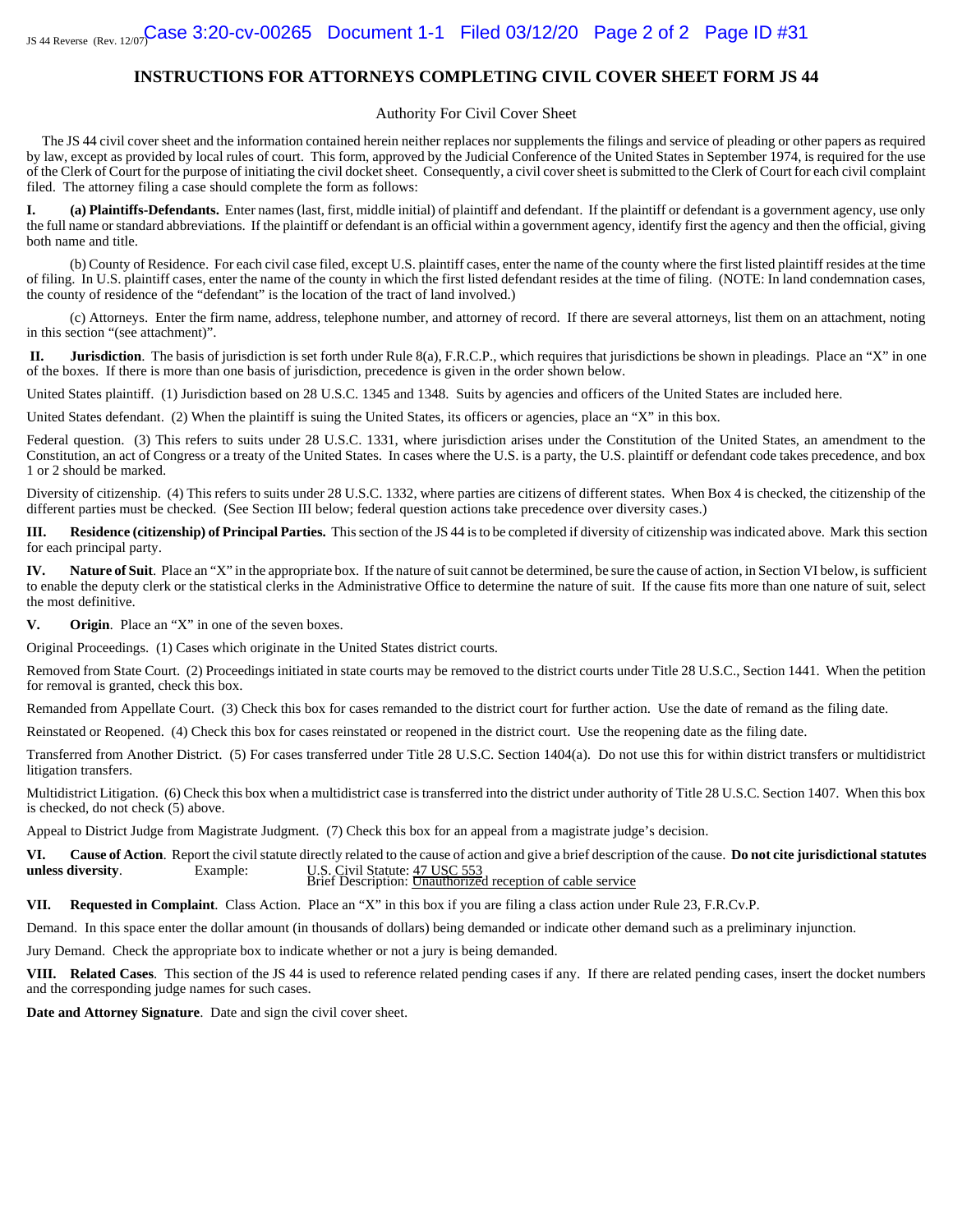# INSTRUCTIONS FOR ATTORNEYS COMPLETING CIVIL COVER SHEET FORM JS 44

Authority For Civil Cover Sheet

The JS 44 civil cover sheet and the information contained herein neither replaces nor supplements the filings and service of pleading or other papers as required by law, except as provided by local rules of court. This form, approved by the Judicial Conference of the United States in September 1974, is required for the use of the Clerk of Court for the purpose of initiating the civil docket sheet. Consequently, a civil cover sheet is submitted to the Clerk of Court for each civil complaint filed. The attorney filing a case should complete the form as follows:

**I. (a) Plaintiffs-Defendants.** Enter names (last, first, middle initial) of plaintiff and defendant. If the plaintiff or defendant is a government agency, use only the full name or standard abbreviations. If the plaintiff or defendant is an official within a government agency, identify first the agency and then the official, giving both name and title.

(b) County of Residence. For each civil case filed, except U.S. plaintiff cases, enter the name of the county where the first listed plaintiff resides at the time of filing. In U.S. plaintiff cases, enter the name of the county in which the first listed defendant resides at the time of filing. (NOTE: In land condemnation cases, the county of residence of the "defendant" is the location of the tract of land involved.)

(c) Attorneys. Enter the firm name, address, telephone number, and attorney of record. If there are several attorneys, list them on an attachment, noting in this section "(see attachment)".

**II. Jurisdiction**. The basis of jurisdiction is set forth under Rule 8(a), F.R.C.P., which requires that jurisdictions be shown in pleadings. Place an "X" in one of the boxes. If there is more than one basis of jurisdiction, precedence is given in the order shown below.

United States plaintiff. (1) Jurisdiction based on 28 U.S.C. 1345 and 1348. Suits by agencies and officers of the United States are included here.

United States defendant. (2) When the plaintiff is suing the United States, its officers or agencies, place an "X" in this box.

Federal question. (3) This refers to suits under 28 U.S.C. 1331, where jurisdiction arises under the Constitution of the United States, an amendment to the Constitution, an act of Congress or a treaty of the United States. In cases where the U.S. is a party, the U.S. plaintiff or defendant code takes precedence, and box 1 or 2 should be marked.

Diversity of citizenship. (4) This refers to suits under 28 U.S.C. 1332, where parties are citizens of different states. When Box 4 is checked, the citizenship of the different parties must be checked. (See Section III below; federal question actions take precedence over diversity cases.)

**III. Residence (citizenship) of Principal Parties.** This section of the JS 44 is to be completed if diversity of citizenship was indicated above. Mark this section for each principal party.

**IV. Nature of Suit**. Place an "X" in the appropriate box. If the nature of suit cannot be determined, be sure the cause of action, in Section VI below, is sufficient to enable the deputy clerk or the statistical clerks in the Administrative Office to determine the nature of suit. If the cause fits more than one nature of suit, select the most definitive.

**V. Origin**. Place an "X" in one of the seven boxes.

Original Proceedings. (1) Cases which originate in the United States district courts.

Removed from State Court. (2) Proceedings initiated in state courts may be removed to the district courts under Title 28 U.S.C., Section 1441. When the petition for removal is granted, check this box.

Remanded from Appellate Court. (3) Check this box for cases remanded to the district court for further action. Use the date of remand as the filing date.

Reinstated or Reopened. (4) Check this box for cases reinstated or reopened in the district court. Use the reopening date as the filing date.

Transferred from Another District. (5) For cases transferred under Title 28 U.S.C. Section 1404(a). Do not use this for within district transfers or multidistrict litigation transfers.

Multidistrict Litigation. (6) Check this box when a multidistrict case is transferred into the district under authority of Title 28 U.S.C. Section 1407. When this box is checked, do not check (5) above.

Appeal to District Judge from Magistrate Judgment. (7) Check this box for an appeal from a magistrate judge's decision.

**VI. Cause of Action**. Report the civil statute directly related to the cause of action and give a brief description of the cause. **Do not cite jurisdictional statutes unless diversity**. Example: U.S. Civil Statute: 47 USC 553
Brief Description: Unauthorized reception of cable service

**VII. Requested in Complaint**. Class Action. Place an "X" in this box if you are filing a class action under Rule 23, F.R.Cv.P.

Demand. In this space enter the dollar amount (in thousands of dollars) being demanded or indicate other demand such as a preliminary injunction.

Jury Demand. Check the appropriate box to indicate whether or not a jury is being demanded.

**VIII. Related Cases**. This section of the JS 44 is used to reference related pending cases if any. If there are related pending cases, insert the docket numbers and the corresponding judge names for such cases.

**Date and Attorney Signature**. Date and sign the civil cover sheet.